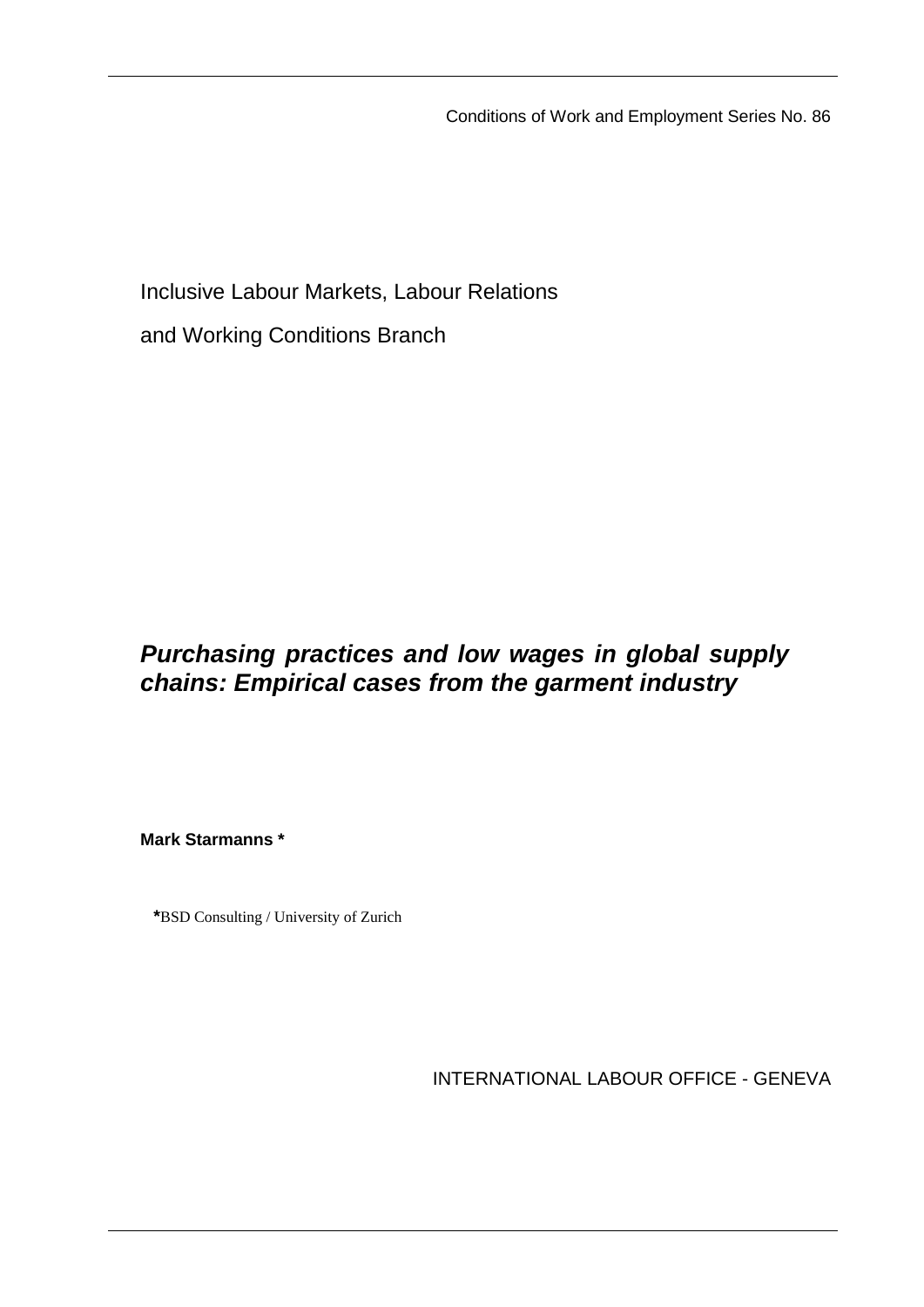Conditions of Work and Employment Series No. 86

Inclusive Labour Markets, Labour Relations

and Working Conditions Branch

# ***Purchasing practices and low wages in global supply chains: Empirical cases from the garment industry***

**Mark Starmanns ***

***BSD Consulting / University of Zurich**

INTERNATIONAL LABOUR OFFICE - GENEVA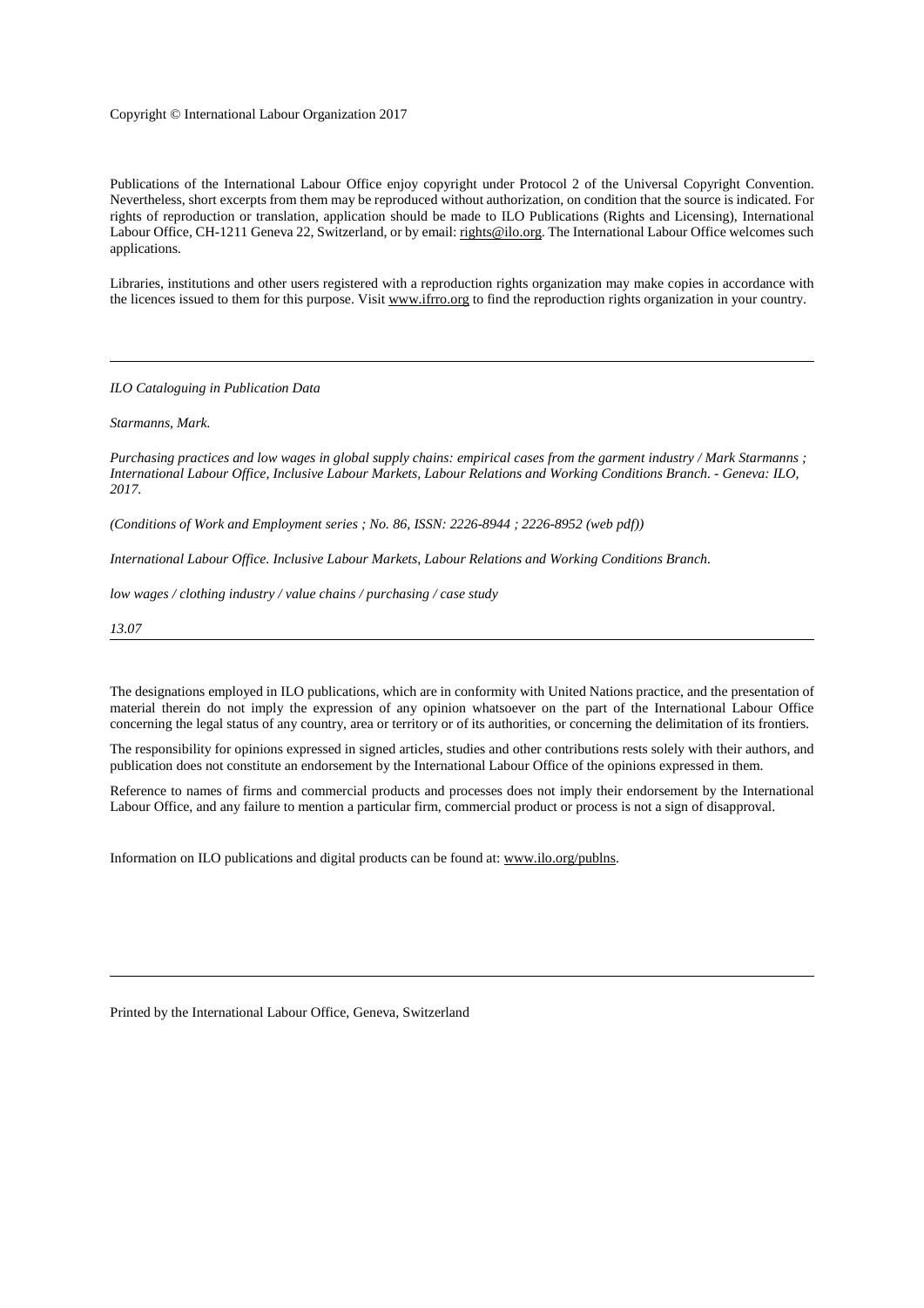Copyright © International Labour Organization 2017

Publications of the International Labour Office enjoy copyright under Protocol 2 of the Universal Copyright Convention. Nevertheless, short excerpts from them may be reproduced without authorization, on condition that the source is indicated. For rights of reproduction or translation, application should be made to ILO Publications (Rights and Licensing), International Labour Office, CH-1211 Geneva 22, Switzerland, or by email: rights@ilo.org. The International Labour Office welcomes such applications.

Libraries, institutions and other users registered with a reproduction rights organization may make copies in accordance with the licences issued to them for this purpose. Visit www.ifrro.org to find the reproduction rights organization in your country.

---

*ILO Cataloguing in Publication Data*

*Starmanns, Mark.*

*Purchasing practices and low wages in global supply chains: empirical cases from the garment industry / Mark Starmanns ; International Labour Office, Inclusive Labour Markets, Labour Relations and Working Conditions Branch. - Geneva: ILO, 2017.*

*(Conditions of Work and Employment series ; No. 86, ISSN: 2226-8944 ; 2226-8952 (web pdf))*

*International Labour Office. Inclusive Labour Markets, Labour Relations and Working Conditions Branch.*

*low wages / clothing industry / value chains / purchasing / case study*

*13.07*

---

The designations employed in ILO publications, which are in conformity with United Nations practice, and the presentation of material therein do not imply the expression of any opinion whatsoever on the part of the International Labour Office concerning the legal status of any country, area or territory or of its authorities, or concerning the delimitation of its frontiers.

The responsibility for opinions expressed in signed articles, studies and other contributions rests solely with their authors, and publication does not constitute an endorsement by the International Labour Office of the opinions expressed in them.

Reference to names of firms and commercial products and processes does not imply their endorsement by the International Labour Office, and any failure to mention a particular firm, commercial product or process is not a sign of disapproval.

Information on ILO publications and digital products can be found at: www.ilo.org/publns.

---

Printed by the International Labour Office, Geneva, Switzerland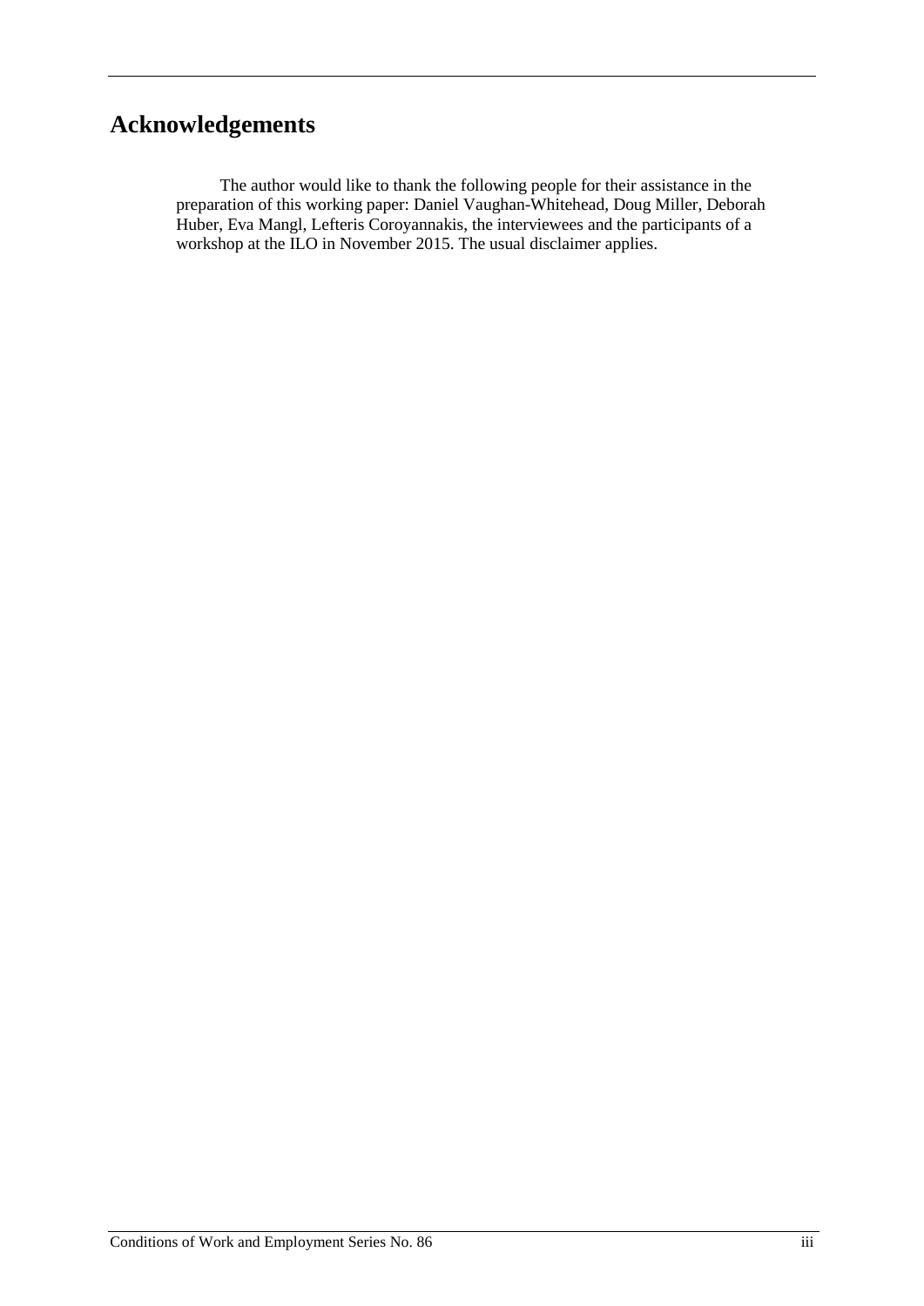# Acknowledgements

The author would like to thank the following people for their assistance in the preparation of this working paper: Daniel Vaughan-Whitehead, Doug Miller, Deborah Huber, Eva Mangl, Lefteris Coroyannakis, the interviewees and the participants of a workshop at the ILO in November 2015. The usual disclaimer applies.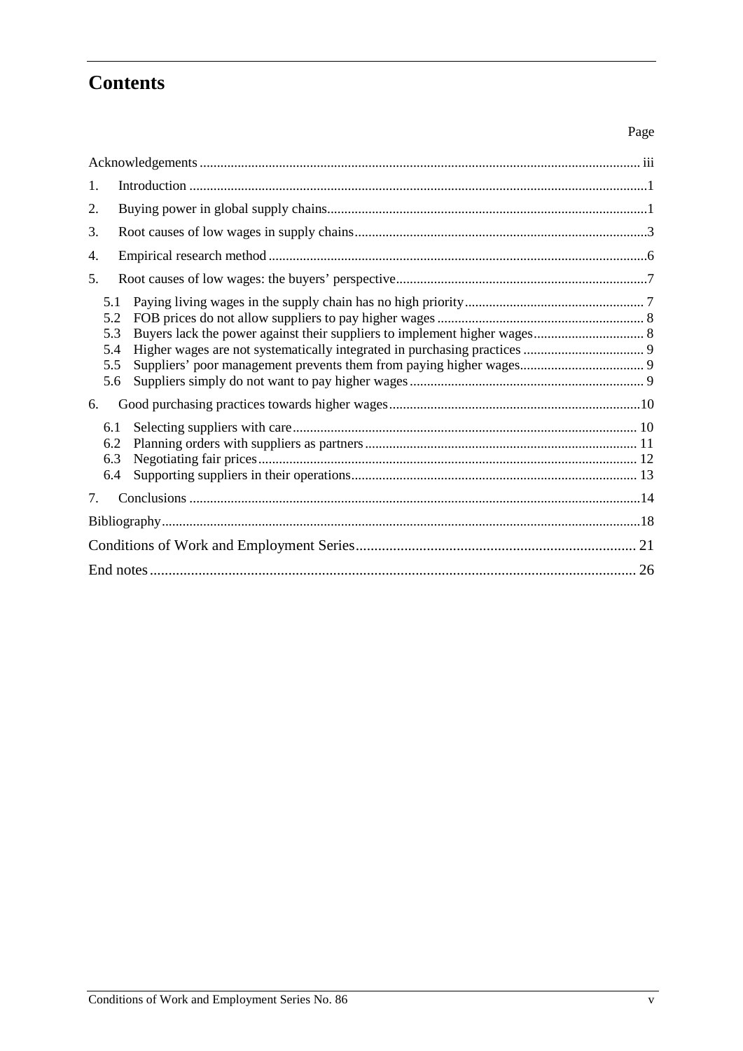# Contents

| | Page |
|---|---|
| Acknowledgements | iii |
| 1. Introduction | 1 |
| 2. Buying power in global supply chains | 1 |
| 3. Root causes of low wages in supply chains | 3 |
| 4. Empirical research method | 6 |
| 5. Root causes of low wages: the buyers' perspective | 7 |
| 5.1 Paying living wages in the supply chain has no high priority | 7 |
| 5.2 FOB prices do not allow suppliers to pay higher wages | 8 |
| 5.3 Buyers lack the power against their suppliers to implement higher wages | 8 |
| 5.4 Higher wages are not systematically integrated in purchasing practices | 9 |
| 5.5 Suppliers' poor management prevents them from paying higher wages | 9 |
| 5.6 Suppliers simply do not want to pay higher wages | 9 |
| 6. Good purchasing practices towards higher wages | 10 |
| 6.1 Selecting suppliers with care | 10 |
| 6.2 Planning orders with suppliers as partners | 11 |
| 6.3 Negotiating fair prices | 12 |
| 6.4 Supporting suppliers in their operations | 13 |
| 7. Conclusions | 14 |
| Bibliography | 18 |
| Conditions of Work and Employment Series | 21 |
| End notes | 26 |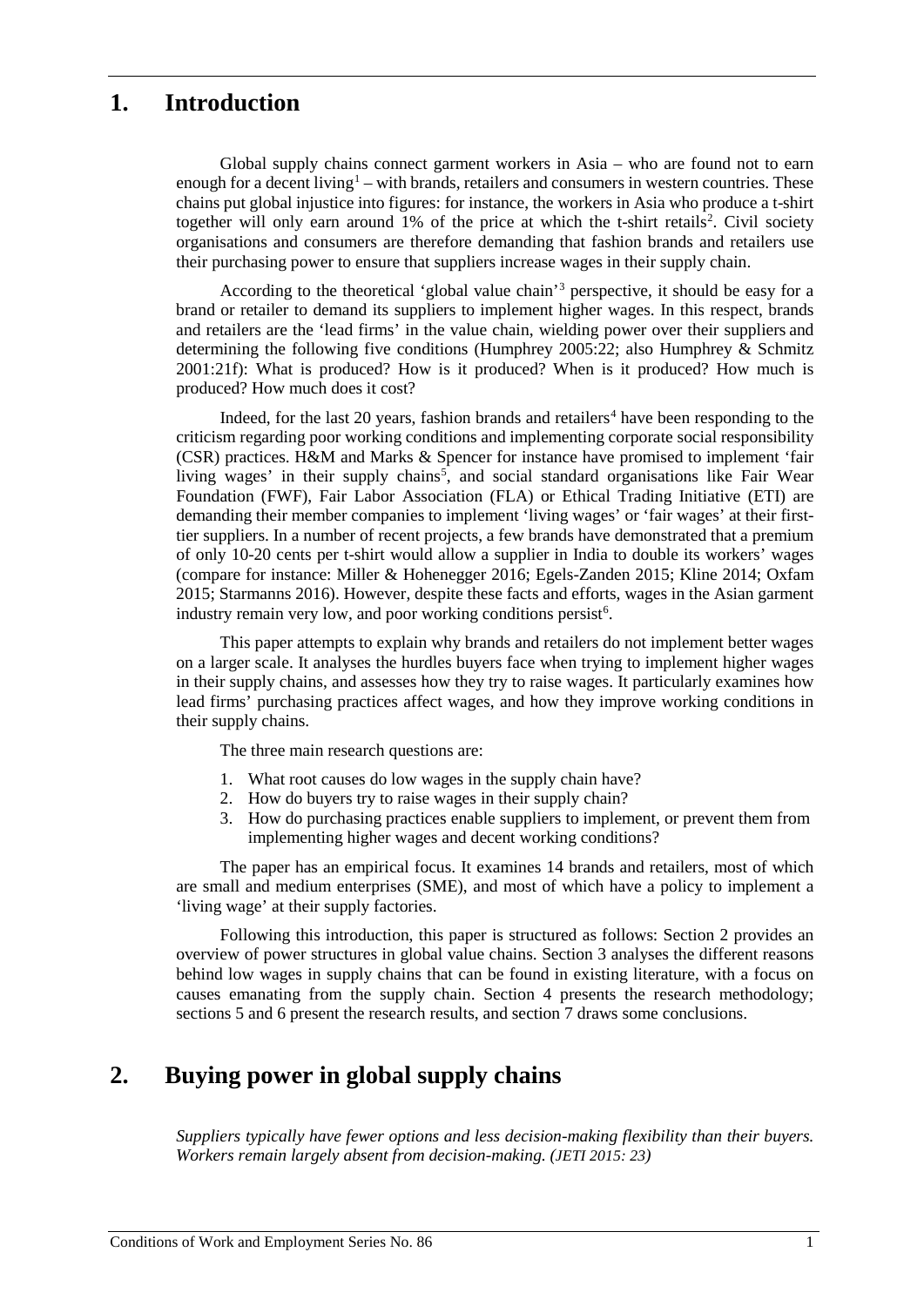# 1. Introduction

Global supply chains connect garment workers in Asia – who are found not to earn enough for a decent living[1] – with brands, retailers and consumers in western countries. These chains put global injustice into figures: for instance, the workers in Asia who produce a t-shirt together will only earn around 1% of the price at which the t-shirt retails[2]. Civil society organisations and consumers are therefore demanding that fashion brands and retailers use their purchasing power to ensure that suppliers increase wages in their supply chain.

According to the theoretical 'global value chain'[3] perspective, it should be easy for a brand or retailer to demand its suppliers to implement higher wages. In this respect, brands and retailers are the 'lead firms' in the value chain, wielding power over their suppliers and determining the following five conditions (Humphrey 2005:22; also Humphrey & Schmitz 2001:21f): What is produced? How is it produced? When is it produced? How much is produced? How much does it cost?

Indeed, for the last 20 years, fashion brands and retailers[4] have been responding to the criticism regarding poor working conditions and implementing corporate social responsibility (CSR) practices. H&M and Marks & Spencer for instance have promised to implement 'fair living wages' in their supply chains[5], and social standard organisations like Fair Wear Foundation (FWF), Fair Labor Association (FLA) or Ethical Trading Initiative (ETI) are demanding their member companies to implement 'living wages' or 'fair wages' at their first-tier suppliers. In a number of recent projects, a few brands have demonstrated that a premium of only 10-20 cents per t-shirt would allow a supplier in India to double its workers' wages (compare for instance: Miller & Hohenegger 2016; Egels-Zanden 2015; Kline 2014; Oxfam 2015; Starmanns 2016). However, despite these facts and efforts, wages in the Asian garment industry remain very low, and poor working conditions persist[6].

This paper attempts to explain why brands and retailers do not implement better wages on a larger scale. It analyses the hurdles buyers face when trying to implement higher wages in their supply chains, and assesses how they try to raise wages. It particularly examines how lead firms' purchasing practices affect wages, and how they improve working conditions in their supply chains.

The three main research questions are:

1. What root causes do low wages in the supply chain have?
2. How do buyers try to raise wages in their supply chain?
3. How do purchasing practices enable suppliers to implement, or prevent them from implementing higher wages and decent working conditions?

The paper has an empirical focus. It examines 14 brands and retailers, most of which are small and medium enterprises (SME), and most of which have a policy to implement a 'living wage' at their supply factories.

Following this introduction, this paper is structured as follows: Section 2 provides an overview of power structures in global value chains. Section 3 analyses the different reasons behind low wages in supply chains that can be found in existing literature, with a focus on causes emanating from the supply chain. Section 4 presents the research methodology; sections 5 and 6 present the research results, and section 7 draws some conclusions.

# 2. Buying power in global supply chains

*Suppliers typically have fewer options and less decision-making flexibility than their buyers. Workers remain largely absent from decision-making. (JETI 2015: 23)*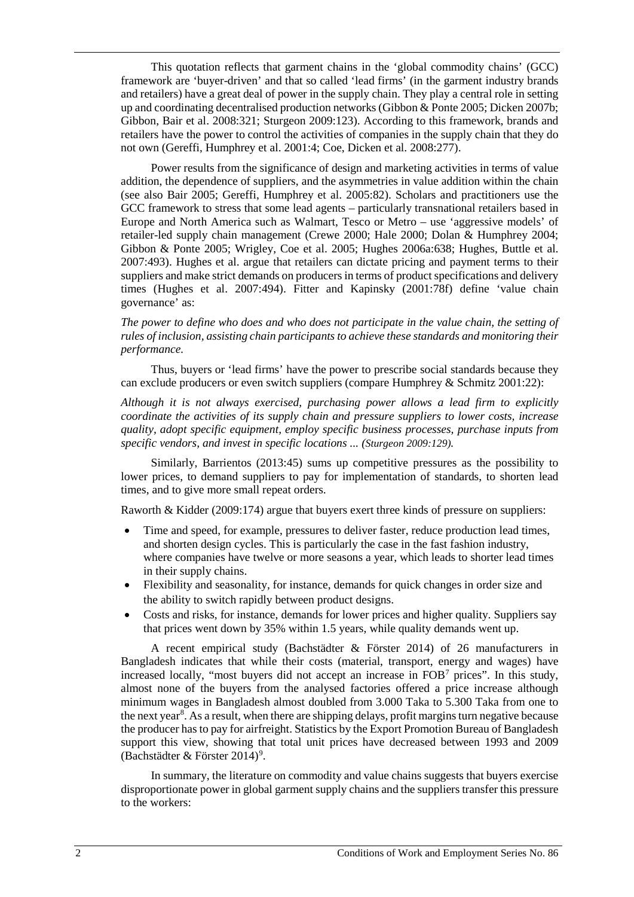This quotation reflects that garment chains in the 'global commodity chains' (GCC) framework are 'buyer-driven' and that so called 'lead firms' (in the garment industry brands and retailers) have a great deal of power in the supply chain. They play a central role in setting up and coordinating decentralised production networks (Gibbon & Ponte 2005; Dicken 2007b; Gibbon, Bair et al. 2008:321; Sturgeon 2009:123). According to this framework, brands and retailers have the power to control the activities of companies in the supply chain that they do not own (Gereffi, Humphrey et al. 2001:4; Coe, Dicken et al. 2008:277).

Power results from the significance of design and marketing activities in terms of value addition, the dependence of suppliers, and the asymmetries in value addition within the chain (see also Bair 2005; Gereffi, Humphrey et al. 2005:82). Scholars and practitioners use the GCC framework to stress that some lead agents – particularly transnational retailers based in Europe and North America such as Walmart, Tesco or Metro – use 'aggressive models' of retailer-led supply chain management (Crewe 2000; Hale 2000; Dolan & Humphrey 2004; Gibbon & Ponte 2005; Wrigley, Coe et al. 2005; Hughes 2006a:638; Hughes, Buttle et al. 2007:493). Hughes et al. argue that retailers can dictate pricing and payment terms to their suppliers and make strict demands on producers in terms of product specifications and delivery times (Hughes et al. 2007:494). Fitter and Kapinsky (2001:78f) define 'value chain governance' as:

*The power to define who does and who does not participate in the value chain, the setting of rules of inclusion, assisting chain participants to achieve these standards and monitoring their performance.*

Thus, buyers or 'lead firms' have the power to prescribe social standards because they can exclude producers or even switch suppliers (compare Humphrey & Schmitz 2001:22):

*Although it is not always exercised, purchasing power allows a lead firm to explicitly coordinate the activities of its supply chain and pressure suppliers to lower costs, increase quality, adopt specific equipment, employ specific business processes, purchase inputs from specific vendors, and invest in specific locations ... (Sturgeon 2009:129).*

Similarly, Barrientos (2013:45) sums up competitive pressures as the possibility to lower prices, to demand suppliers to pay for implementation of standards, to shorten lead times, and to give more small repeat orders.

Raworth & Kidder (2009:174) argue that buyers exert three kinds of pressure on suppliers:

- Time and speed, for example, pressures to deliver faster, reduce production lead times, and shorten design cycles. This is particularly the case in the fast fashion industry, where companies have twelve or more seasons a year, which leads to shorter lead times in their supply chains.
- Flexibility and seasonality, for instance, demands for quick changes in order size and the ability to switch rapidly between product designs.
- Costs and risks, for instance, demands for lower prices and higher quality. Suppliers say that prices went down by 35% within 1.5 years, while quality demands went up.

A recent empirical study (Bachstädter & Förster 2014) of 26 manufacturers in Bangladesh indicates that while their costs (material, transport, energy and wages) have increased locally, "most buyers did not accept an increase in FOB[7] prices". In this study, almost none of the buyers from the analysed factories offered a price increase although minimum wages in Bangladesh almost doubled from 3.000 Taka to 5.300 Taka from one to the next year[8]. As a result, when there are shipping delays, profit margins turn negative because the producer has to pay for airfreight. Statistics by the Export Promotion Bureau of Bangladesh support this view, showing that total unit prices have decreased between 1993 and 2009 (Bachstädter & Förster 2014)[9].

In summary, the literature on commodity and value chains suggests that buyers exercise disproportionate power in global garment supply chains and the suppliers transfer this pressure to the workers: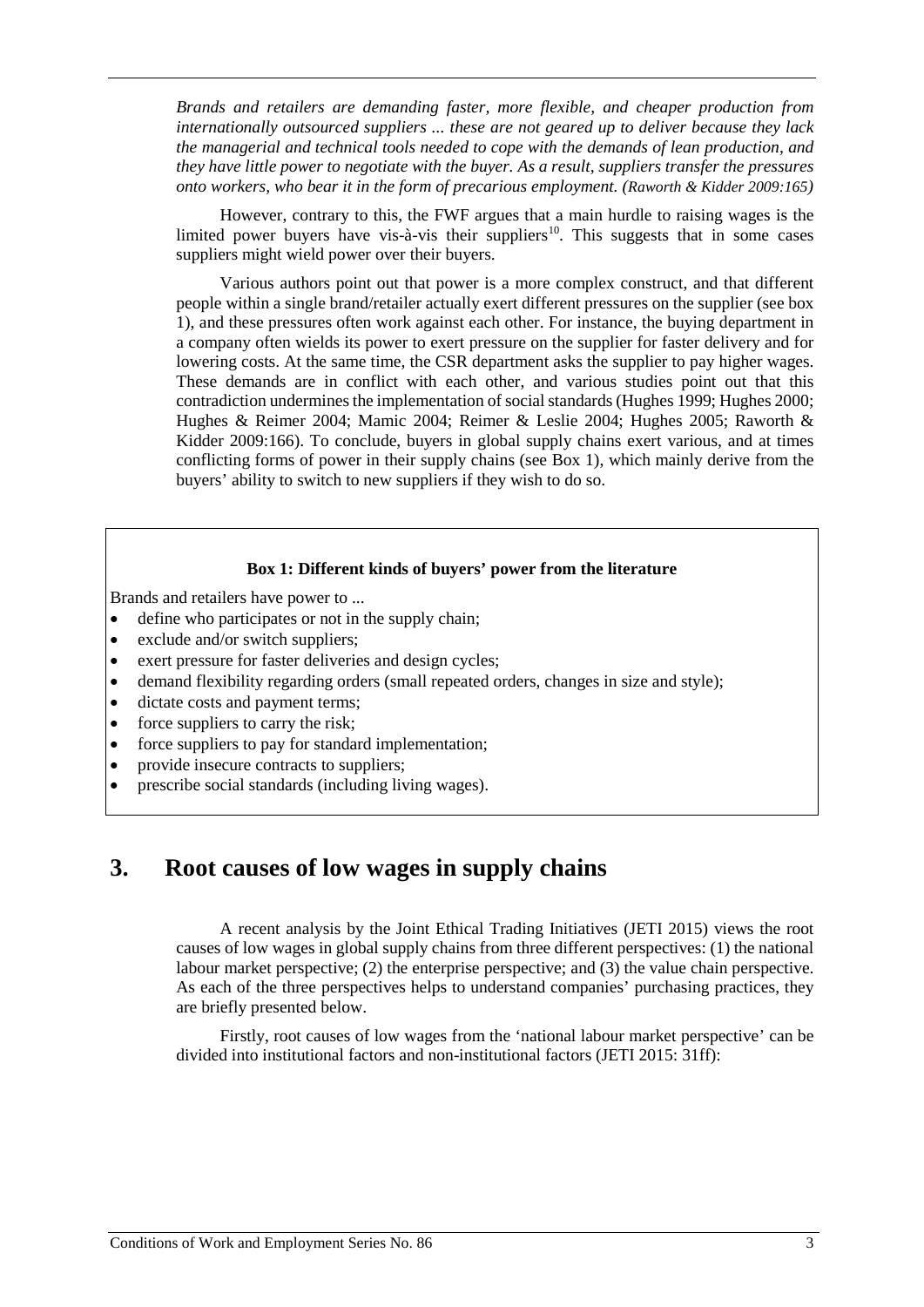*Brands and retailers are demanding faster, more flexible, and cheaper production from internationally outsourced suppliers ... these are not geared up to deliver because they lack the managerial and technical tools needed to cope with the demands of lean production, and they have little power to negotiate with the buyer. As a result, suppliers transfer the pressures onto workers, who bear it in the form of precarious employment. (Raworth & Kidder 2009:165)*

However, contrary to this, the FWF argues that a main hurdle to raising wages is the limited power buyers have vis-à-vis their suppliers[10]. This suggests that in some cases suppliers might wield power over their buyers.

Various authors point out that power is a more complex construct, and that different people within a single brand/retailer actually exert different pressures on the supplier (see box 1), and these pressures often work against each other. For instance, the buying department in a company often wields its power to exert pressure on the supplier for faster delivery and for lowering costs. At the same time, the CSR department asks the supplier to pay higher wages. These demands are in conflict with each other, and various studies point out that this contradiction undermines the implementation of social standards (Hughes 1999; Hughes 2000; Hughes & Reimer 2004; Mamic 2004; Reimer & Leslie 2004; Hughes 2005; Raworth & Kidder 2009:166). To conclude, buyers in global supply chains exert various, and at times conflicting forms of power in their supply chains (see Box 1), which mainly derive from the buyers' ability to switch to new suppliers if they wish to do so.

**Box 1: Different kinds of buyers' power from the literature**

Brands and retailers have power to ...

- define who participates or not in the supply chain;
- exclude and/or switch suppliers;
- exert pressure for faster deliveries and design cycles;
- demand flexibility regarding orders (small repeated orders, changes in size and style);
- dictate costs and payment terms;
- force suppliers to carry the risk;
- force suppliers to pay for standard implementation;
- provide insecure contracts to suppliers;
- prescribe social standards (including living wages).

# 3. Root causes of low wages in supply chains

A recent analysis by the Joint Ethical Trading Initiatives (JETI 2015) views the root causes of low wages in global supply chains from three different perspectives: (1) the national labour market perspective; (2) the enterprise perspective; and (3) the value chain perspective. As each of the three perspectives helps to understand companies' purchasing practices, they are briefly presented below.

Firstly, root causes of low wages from the 'national labour market perspective' can be divided into institutional factors and non-institutional factors (JETI 2015: 31ff):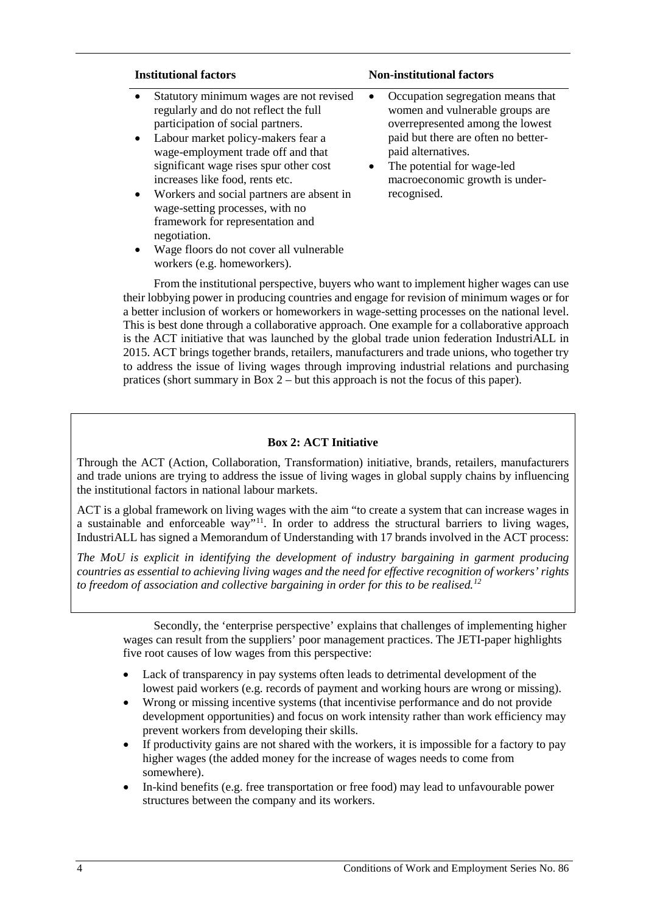| Institutional factors | Non-institutional factors |
|---|---|
| • Statutory minimum wages are not revised regularly and do not reflect the full participation of social partners.<br>• Labour market policy-makers fear a wage-employment trade off and that significant wage rises spur other cost increases like food, rents etc.<br>• Workers and social partners are absent in wage-setting processes, with no framework for representation and negotiation.<br>• Wage floors do not cover all vulnerable workers (e.g. homeworkers). | • Occupation segregation means that women and vulnerable groups are overrepresented among the lowest paid but there are often no better-paid alternatives.<br>• The potential for wage-led macroeconomic growth is under-recognised. |

From the institutional perspective, buyers who want to implement higher wages can use their lobbying power in producing countries and engage for revision of minimum wages or for a better inclusion of workers or homeworkers in wage-setting processes on the national level. This is best done through a collaborative approach. One example for a collaborative approach is the ACT initiative that was launched by the global trade union federation IndustriALL in 2015. ACT brings together brands, retailers, manufacturers and trade unions, who together try to address the issue of living wages through improving industrial relations and purchasing pratices (short summary in Box 2 – but this approach is not the focus of this paper).

**Box 2: ACT Initiative**

Through the ACT (Action, Collaboration, Transformation) initiative, brands, retailers, manufacturers and trade unions are trying to address the issue of living wages in global supply chains by influencing the institutional factors in national labour markets.

ACT is a global framework on living wages with the aim "to create a system that can increase wages in a sustainable and enforceable way"[11]. In order to address the structural barriers to living wages, IndustriALL has signed a Memorandum of Understanding with 17 brands involved in the ACT process:

*The MoU is explicit in identifying the development of industry bargaining in garment producing countries as essential to achieving living wages and the need for effective recognition of workers' rights to freedom of association and collective bargaining in order for this to be realised.*[12]

Secondly, the 'enterprise perspective' explains that challenges of implementing higher wages can result from the suppliers' poor management practices. The JETI-paper highlights five root causes of low wages from this perspective:

- Lack of transparency in pay systems often leads to detrimental development of the lowest paid workers (e.g. records of payment and working hours are wrong or missing).
- Wrong or missing incentive systems (that incentivise performance and do not provide development opportunities) and focus on work intensity rather than work efficiency may prevent workers from developing their skills.
- If productivity gains are not shared with the workers, it is impossible for a factory to pay higher wages (the added money for the increase of wages needs to come from somewhere).
- In-kind benefits (e.g. free transportation or free food) may lead to unfavourable power structures between the company and its workers.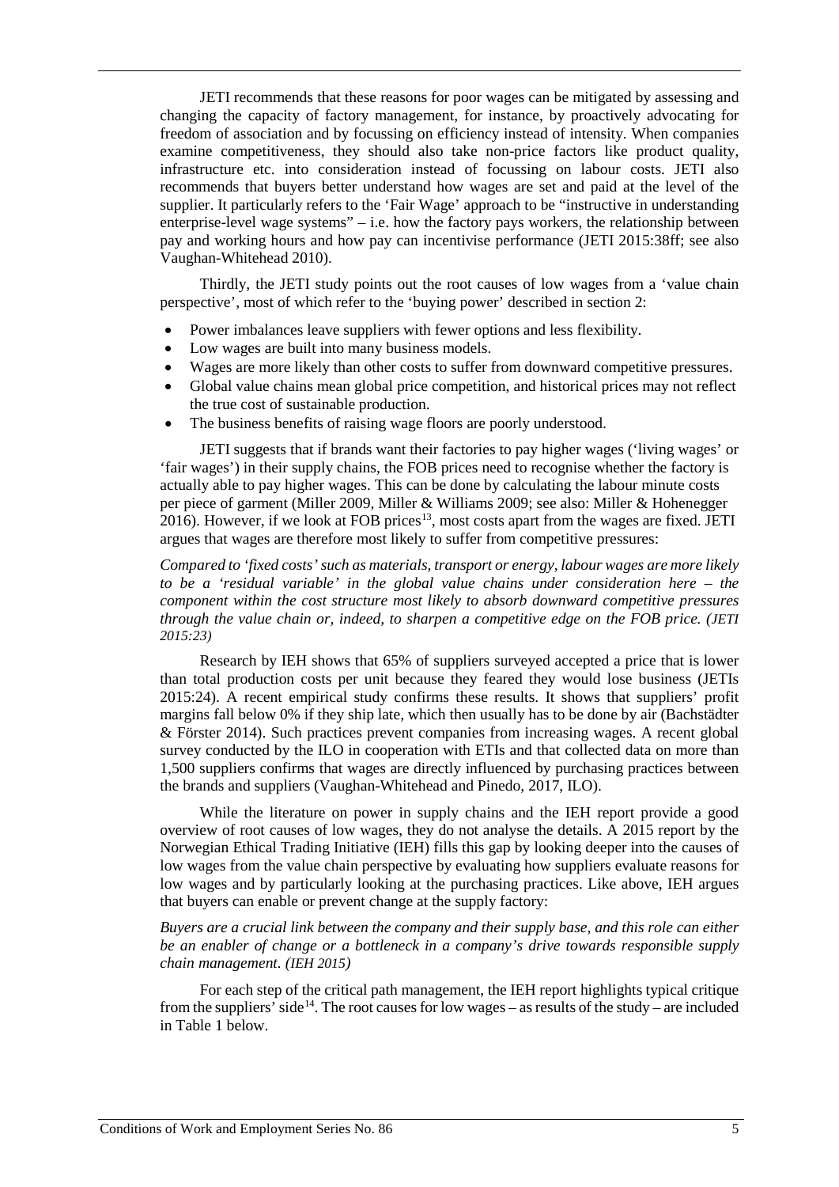JETI recommends that these reasons for poor wages can be mitigated by assessing and changing the capacity of factory management, for instance, by proactively advocating for freedom of association and by focussing on efficiency instead of intensity. When companies examine competitiveness, they should also take non-price factors like product quality, infrastructure etc. into consideration instead of focussing on labour costs. JETI also recommends that buyers better understand how wages are set and paid at the level of the supplier. It particularly refers to the 'Fair Wage' approach to be "instructive in understanding enterprise-level wage systems" – i.e. how the factory pays workers, the relationship between pay and working hours and how pay can incentivise performance (JETI 2015:38ff; see also Vaughan-Whitehead 2010).

Thirdly, the JETI study points out the root causes of low wages from a 'value chain perspective', most of which refer to the 'buying power' described in section 2:

- Power imbalances leave suppliers with fewer options and less flexibility.
- Low wages are built into many business models.
- Wages are more likely than other costs to suffer from downward competitive pressures.
- Global value chains mean global price competition, and historical prices may not reflect the true cost of sustainable production.
- The business benefits of raising wage floors are poorly understood.

JETI suggests that if brands want their factories to pay higher wages ('living wages' or 'fair wages') in their supply chains, the FOB prices need to recognise whether the factory is actually able to pay higher wages. This can be done by calculating the labour minute costs per piece of garment (Miller 2009, Miller & Williams 2009; see also: Miller & Hohenegger 2016). However, if we look at FOB prices[13], most costs apart from the wages are fixed. JETI argues that wages are therefore most likely to suffer from competitive pressures:

*Compared to 'fixed costs' such as materials, transport or energy, labour wages are more likely to be a 'residual variable' in the global value chains under consideration here – the component within the cost structure most likely to absorb downward competitive pressures through the value chain or, indeed, to sharpen a competitive edge on the FOB price. (JETI 2015:23)*

Research by IEH shows that 65% of suppliers surveyed accepted a price that is lower than total production costs per unit because they feared they would lose business (JETIs 2015:24). A recent empirical study confirms these results. It shows that suppliers' profit margins fall below 0% if they ship late, which then usually has to be done by air (Bachstädter & Förster 2014). Such practices prevent companies from increasing wages. A recent global survey conducted by the ILO in cooperation with ETIs and that collected data on more than 1,500 suppliers confirms that wages are directly influenced by purchasing practices between the brands and suppliers (Vaughan-Whitehead and Pinedo, 2017, ILO).

While the literature on power in supply chains and the IEH report provide a good overview of root causes of low wages, they do not analyse the details. A 2015 report by the Norwegian Ethical Trading Initiative (IEH) fills this gap by looking deeper into the causes of low wages from the value chain perspective by evaluating how suppliers evaluate reasons for low wages and by particularly looking at the purchasing practices. Like above, IEH argues that buyers can enable or prevent change at the supply factory:

*Buyers are a crucial link between the company and their supply base, and this role can either be an enabler of change or a bottleneck in a company's drive towards responsible supply chain management. (IEH 2015)*

For each step of the critical path management, the IEH report highlights typical critique from the suppliers' side[14]. The root causes for low wages – as results of the study – are included in Table 1 below.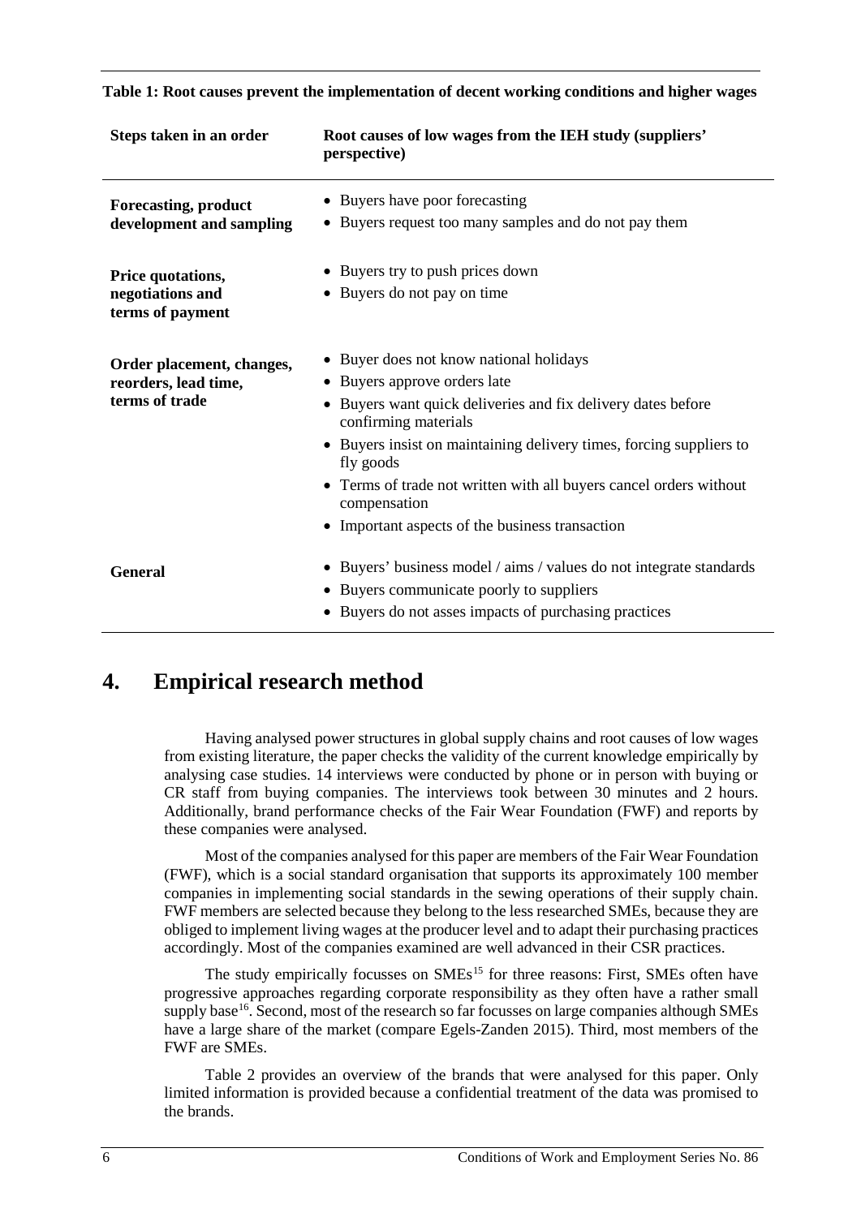**Table 1: Root causes prevent the implementation of decent working conditions and higher wages**

| Steps taken in an order | Root causes of low wages from the IEH study (suppliers' perspective) |
|---|---|
| **Forecasting, product development and sampling** | • Buyers have poor forecasting<br>• Buyers request too many samples and do not pay them |
| **Price quotations, negotiations and terms of payment** | • Buyers try to push prices down<br>• Buyers do not pay on time |
| **Order placement, changes, reorders, lead time, terms of trade** | • Buyer does not know national holidays<br>• Buyers approve orders late<br>• Buyers want quick deliveries and fix delivery dates before confirming materials<br>• Buyers insist on maintaining delivery times, forcing suppliers to fly goods<br>• Terms of trade not written with all buyers cancel orders without compensation<br>• Important aspects of the business transaction |
| **General** | • Buyers' business model / aims / values do not integrate standards<br>• Buyers communicate poorly to suppliers<br>• Buyers do not asses impacts of purchasing practices |

# 4. Empirical research method

Having analysed power structures in global supply chains and root causes of low wages from existing literature, the paper checks the validity of the current knowledge empirically by analysing case studies. 14 interviews were conducted by phone or in person with buying or CR staff from buying companies. The interviews took between 30 minutes and 2 hours. Additionally, brand performance checks of the Fair Wear Foundation (FWF) and reports by these companies were analysed.

Most of the companies analysed for this paper are members of the Fair Wear Foundation (FWF), which is a social standard organisation that supports its approximately 100 member companies in implementing social standards in the sewing operations of their supply chain. FWF members are selected because they belong to the less researched SMEs, because they are obliged to implement living wages at the producer level and to adapt their purchasing practices accordingly. Most of the companies examined are well advanced in their CSR practices.

The study empirically focusses on SMEs[15] for three reasons: First, SMEs often have progressive approaches regarding corporate responsibility as they often have a rather small supply base[16]. Second, most of the research so far focusses on large companies although SMEs have a large share of the market (compare Egels-Zanden 2015). Third, most members of the FWF are SMEs.

Table 2 provides an overview of the brands that were analysed for this paper. Only limited information is provided because a confidential treatment of the data was promised to the brands.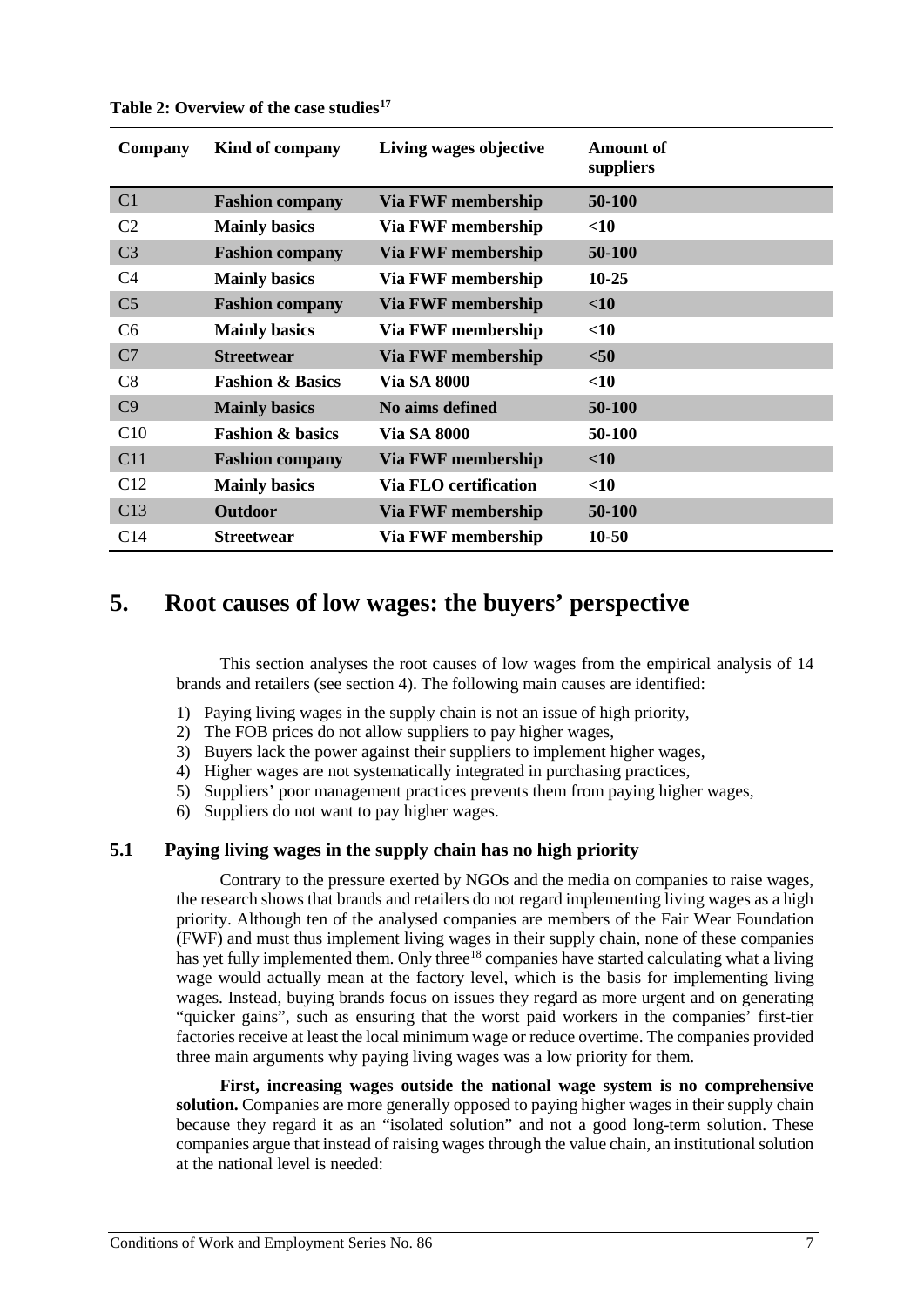**Table 2: Overview of the case studies**[17]

| Company | Kind of company | Living wages objective | Amount of suppliers |
|---|---|---|---|
| C1 | **Fashion company** | **Via FWF membership** | **50-100** |
| C2 | **Mainly basics** | **Via FWF membership** | **<10** |
| C3 | **Fashion company** | **Via FWF membership** | **50-100** |
| C4 | **Mainly basics** | **Via FWF membership** | **10-25** |
| C5 | **Fashion company** | **Via FWF membership** | **<10** |
| C6 | **Mainly basics** | **Via FWF membership** | **<10** |
| C7 | **Streetwear** | **Via FWF membership** | **<50** |
| C8 | **Fashion & Basics** | **Via SA 8000** | **<10** |
| C9 | **Mainly basics** | **No aims defined** | **50-100** |
| C10 | **Fashion & basics** | **Via SA 8000** | **50-100** |
| C11 | **Fashion company** | **Via FWF membership** | **<10** |
| C12 | **Mainly basics** | **Via FLO certification** | **<10** |
| C13 | **Outdoor** | **Via FWF membership** | **50-100** |
| C14 | **Streetwear** | **Via FWF membership** | **10-50** |

# 5. Root causes of low wages: the buyers' perspective

This section analyses the root causes of low wages from the empirical analysis of 14 brands and retailers (see section 4). The following main causes are identified:

1) Paying living wages in the supply chain is not an issue of high priority,
2) The FOB prices do not allow suppliers to pay higher wages,
3) Buyers lack the power against their suppliers to implement higher wages,
4) Higher wages are not systematically integrated in purchasing practices,
5) Suppliers' poor management practices prevents them from paying higher wages,
6) Suppliers do not want to pay higher wages.

## 5.1 Paying living wages in the supply chain has no high priority

Contrary to the pressure exerted by NGOs and the media on companies to raise wages, the research shows that brands and retailers do not regard implementing living wages as a high priority. Although ten of the analysed companies are members of the Fair Wear Foundation (FWF) and must thus implement living wages in their supply chain, none of these companies has yet fully implemented them. Only three[18] companies have started calculating what a living wage would actually mean at the factory level, which is the basis for implementing living wages. Instead, buying brands focus on issues they regard as more urgent and on generating "quicker gains", such as ensuring that the worst paid workers in the companies' first-tier factories receive at least the local minimum wage or reduce overtime. The companies provided three main arguments why paying living wages was a low priority for them.

**First, increasing wages outside the national wage system is no comprehensive solution.** Companies are more generally opposed to paying higher wages in their supply chain because they regard it as an "isolated solution" and not a good long-term solution. These companies argue that instead of raising wages through the value chain, an institutional solution at the national level is needed: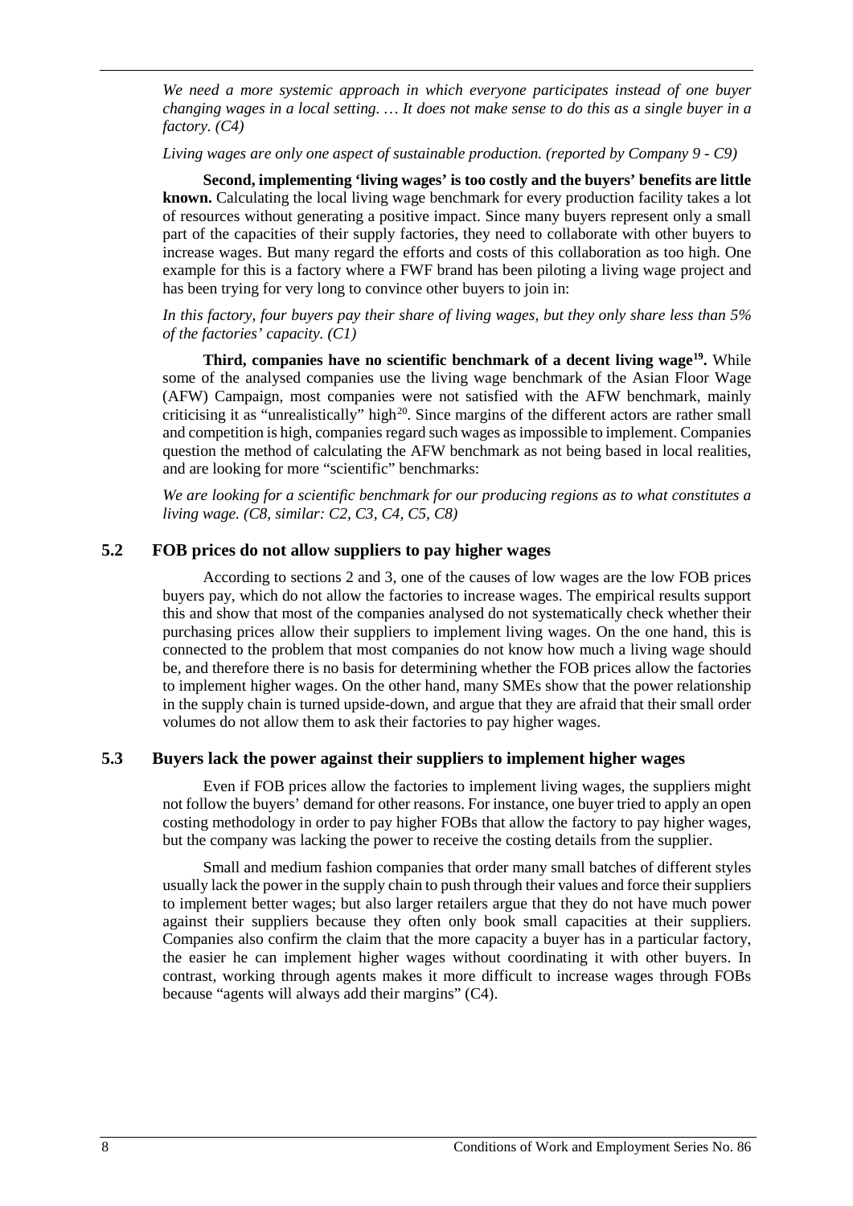*We need a more systemic approach in which everyone participates instead of one buyer changing wages in a local setting. … It does not make sense to do this as a single buyer in a factory. (C4)*

*Living wages are only one aspect of sustainable production. (reported by Company 9 - C9)*

**Second, implementing 'living wages' is too costly and the buyers' benefits are little known.** Calculating the local living wage benchmark for every production facility takes a lot of resources without generating a positive impact. Since many buyers represent only a small part of the capacities of their supply factories, they need to collaborate with other buyers to increase wages. But many regard the efforts and costs of this collaboration as too high. One example for this is a factory where a FWF brand has been piloting a living wage project and has been trying for very long to convince other buyers to join in:

*In this factory, four buyers pay their share of living wages, but they only share less than 5% of the factories' capacity. (C1)*

**Third, companies have no scientific benchmark of a decent living wage[19].** While some of the analysed companies use the living wage benchmark of the Asian Floor Wage (AFW) Campaign, most companies were not satisfied with the AFW benchmark, mainly criticising it as "unrealistically" high[20]. Since margins of the different actors are rather small and competition is high, companies regard such wages as impossible to implement. Companies question the method of calculating the AFW benchmark as not being based in local realities, and are looking for more "scientific" benchmarks:

*We are looking for a scientific benchmark for our producing regions as to what constitutes a living wage. (C8, similar: C2, C3, C4, C5, C8)*

## 5.2 FOB prices do not allow suppliers to pay higher wages

According to sections 2 and 3, one of the causes of low wages are the low FOB prices buyers pay, which do not allow the factories to increase wages. The empirical results support this and show that most of the companies analysed do not systematically check whether their purchasing prices allow their suppliers to implement living wages. On the one hand, this is connected to the problem that most companies do not know how much a living wage should be, and therefore there is no basis for determining whether the FOB prices allow the factories to implement higher wages. On the other hand, many SMEs show that the power relationship in the supply chain is turned upside-down, and argue that they are afraid that their small order volumes do not allow them to ask their factories to pay higher wages.

## 5.3 Buyers lack the power against their suppliers to implement higher wages

Even if FOB prices allow the factories to implement living wages, the suppliers might not follow the buyers' demand for other reasons. For instance, one buyer tried to apply an open costing methodology in order to pay higher FOBs that allow the factory to pay higher wages, but the company was lacking the power to receive the costing details from the supplier.

Small and medium fashion companies that order many small batches of different styles usually lack the power in the supply chain to push through their values and force their suppliers to implement better wages; but also larger retailers argue that they do not have much power against their suppliers because they often only book small capacities at their suppliers. Companies also confirm the claim that the more capacity a buyer has in a particular factory, the easier he can implement higher wages without coordinating it with other buyers. In contrast, working through agents makes it more difficult to increase wages through FOBs because "agents will always add their margins" (C4).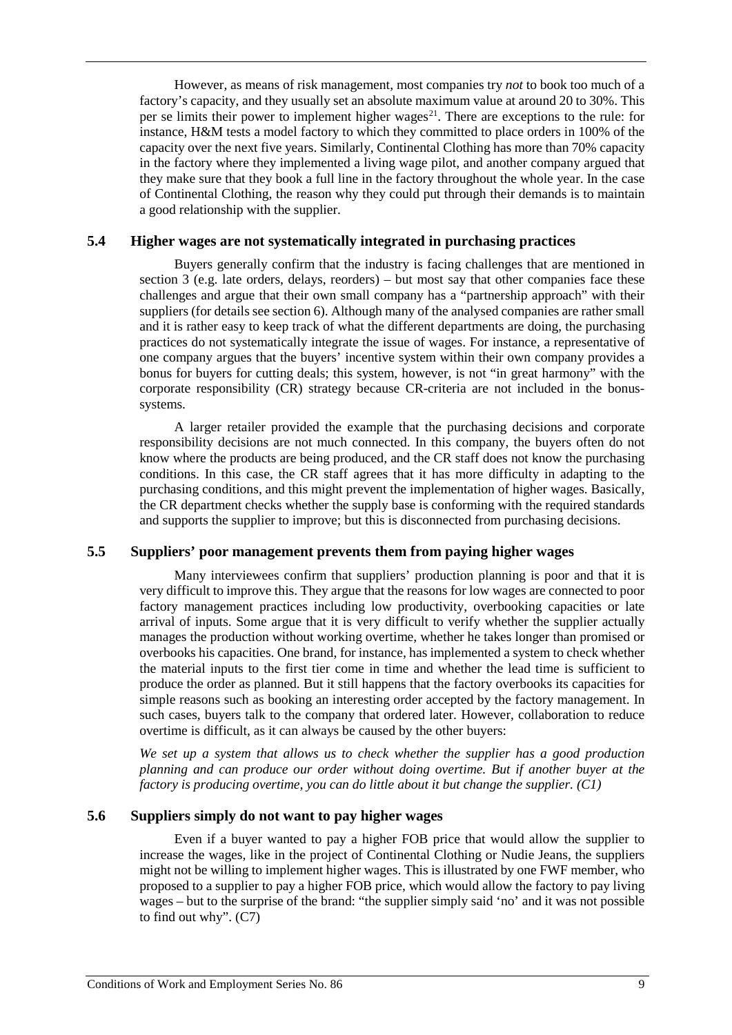However, as means of risk management, most companies try *not* to book too much of a factory's capacity, and they usually set an absolute maximum value at around 20 to 30%. This per se limits their power to implement higher wages[21]. There are exceptions to the rule: for instance, H&M tests a model factory to which they committed to place orders in 100% of the capacity over the next five years. Similarly, Continental Clothing has more than 70% capacity in the factory where they implemented a living wage pilot, and another company argued that they make sure that they book a full line in the factory throughout the whole year. In the case of Continental Clothing, the reason why they could put through their demands is to maintain a good relationship with the supplier.

### 5.4 Higher wages are not systematically integrated in purchasing practices

Buyers generally confirm that the industry is facing challenges that are mentioned in section 3 (e.g. late orders, delays, reorders) – but most say that other companies face these challenges and argue that their own small company has a "partnership approach" with their suppliers (for details see section 6). Although many of the analysed companies are rather small and it is rather easy to keep track of what the different departments are doing, the purchasing practices do not systematically integrate the issue of wages. For instance, a representative of one company argues that the buyers' incentive system within their own company provides a bonus for buyers for cutting deals; this system, however, is not "in great harmony" with the corporate responsibility (CR) strategy because CR-criteria are not included in the bonus-systems.

A larger retailer provided the example that the purchasing decisions and corporate responsibility decisions are not much connected. In this company, the buyers often do not know where the products are being produced, and the CR staff does not know the purchasing conditions. In this case, the CR staff agrees that it has more difficulty in adapting to the purchasing conditions, and this might prevent the implementation of higher wages. Basically, the CR department checks whether the supply base is conforming with the required standards and supports the supplier to improve; but this is disconnected from purchasing decisions.

### 5.5 Suppliers' poor management prevents them from paying higher wages

Many interviewees confirm that suppliers' production planning is poor and that it is very difficult to improve this. They argue that the reasons for low wages are connected to poor factory management practices including low productivity, overbooking capacities or late arrival of inputs. Some argue that it is very difficult to verify whether the supplier actually manages the production without working overtime, whether he takes longer than promised or overbooks his capacities. One brand, for instance, has implemented a system to check whether the material inputs to the first tier come in time and whether the lead time is sufficient to produce the order as planned. But it still happens that the factory overbooks its capacities for simple reasons such as booking an interesting order accepted by the factory management. In such cases, buyers talk to the company that ordered later. However, collaboration to reduce overtime is difficult, as it can always be caused by the other buyers:

*We set up a system that allows us to check whether the supplier has a good production planning and can produce our order without doing overtime. But if another buyer at the factory is producing overtime, you can do little about it but change the supplier. (C1)*

### 5.6 Suppliers simply do not want to pay higher wages

Even if a buyer wanted to pay a higher FOB price that would allow the supplier to increase the wages, like in the project of Continental Clothing or Nudie Jeans, the suppliers might not be willing to implement higher wages. This is illustrated by one FWF member, who proposed to a supplier to pay a higher FOB price, which would allow the factory to pay living wages – but to the surprise of the brand: "the supplier simply said 'no' and it was not possible to find out why". (C7)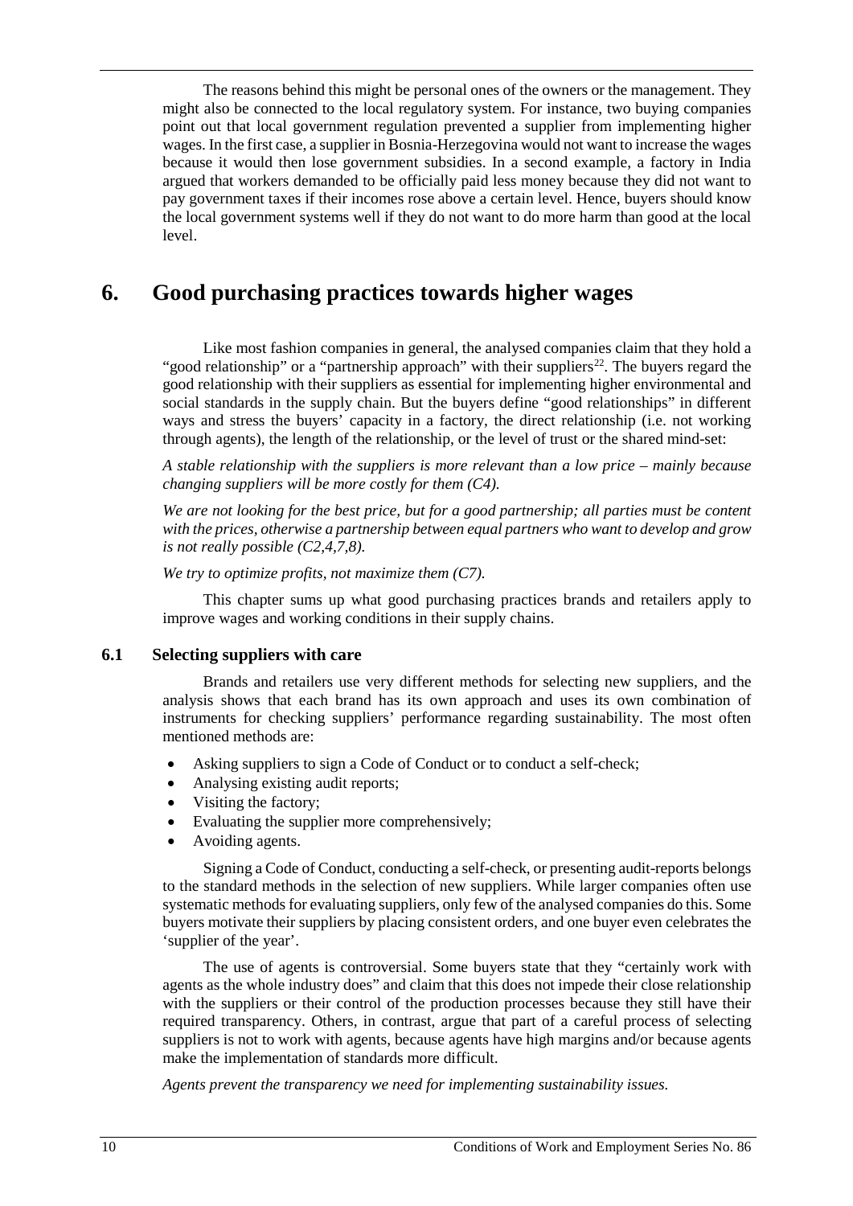The reasons behind this might be personal ones of the owners or the management. They might also be connected to the local regulatory system. For instance, two buying companies point out that local government regulation prevented a supplier from implementing higher wages. In the first case, a supplier in Bosnia-Herzegovina would not want to increase the wages because it would then lose government subsidies. In a second example, a factory in India argued that workers demanded to be officially paid less money because they did not want to pay government taxes if their incomes rose above a certain level. Hence, buyers should know the local government systems well if they do not want to do more harm than good at the local level.

# 6. Good purchasing practices towards higher wages

Like most fashion companies in general, the analysed companies claim that they hold a "good relationship" or a "partnership approach" with their suppliers[22]. The buyers regard the good relationship with their suppliers as essential for implementing higher environmental and social standards in the supply chain. But the buyers define "good relationships" in different ways and stress the buyers' capacity in a factory, the direct relationship (i.e. not working through agents), the length of the relationship, or the level of trust or the shared mind-set:

*A stable relationship with the suppliers is more relevant than a low price – mainly because changing suppliers will be more costly for them (C4).*

*We are not looking for the best price, but for a good partnership; all parties must be content with the prices, otherwise a partnership between equal partners who want to develop and grow is not really possible (C2,4,7,8).*

*We try to optimize profits, not maximize them (C7).*

This chapter sums up what good purchasing practices brands and retailers apply to improve wages and working conditions in their supply chains.

## 6.1 Selecting suppliers with care

Brands and retailers use very different methods for selecting new suppliers, and the analysis shows that each brand has its own approach and uses its own combination of instruments for checking suppliers' performance regarding sustainability. The most often mentioned methods are:

- Asking suppliers to sign a Code of Conduct or to conduct a self-check;
- Analysing existing audit reports;
- Visiting the factory;
- Evaluating the supplier more comprehensively;
- Avoiding agents.

Signing a Code of Conduct, conducting a self-check, or presenting audit-reports belongs to the standard methods in the selection of new suppliers. While larger companies often use systematic methods for evaluating suppliers, only few of the analysed companies do this. Some buyers motivate their suppliers by placing consistent orders, and one buyer even celebrates the 'supplier of the year'.

The use of agents is controversial. Some buyers state that they "certainly work with agents as the whole industry does" and claim that this does not impede their close relationship with the suppliers or their control of the production processes because they still have their required transparency. Others, in contrast, argue that part of a careful process of selecting suppliers is not to work with agents, because agents have high margins and/or because agents make the implementation of standards more difficult.

*Agents prevent the transparency we need for implementing sustainability issues.*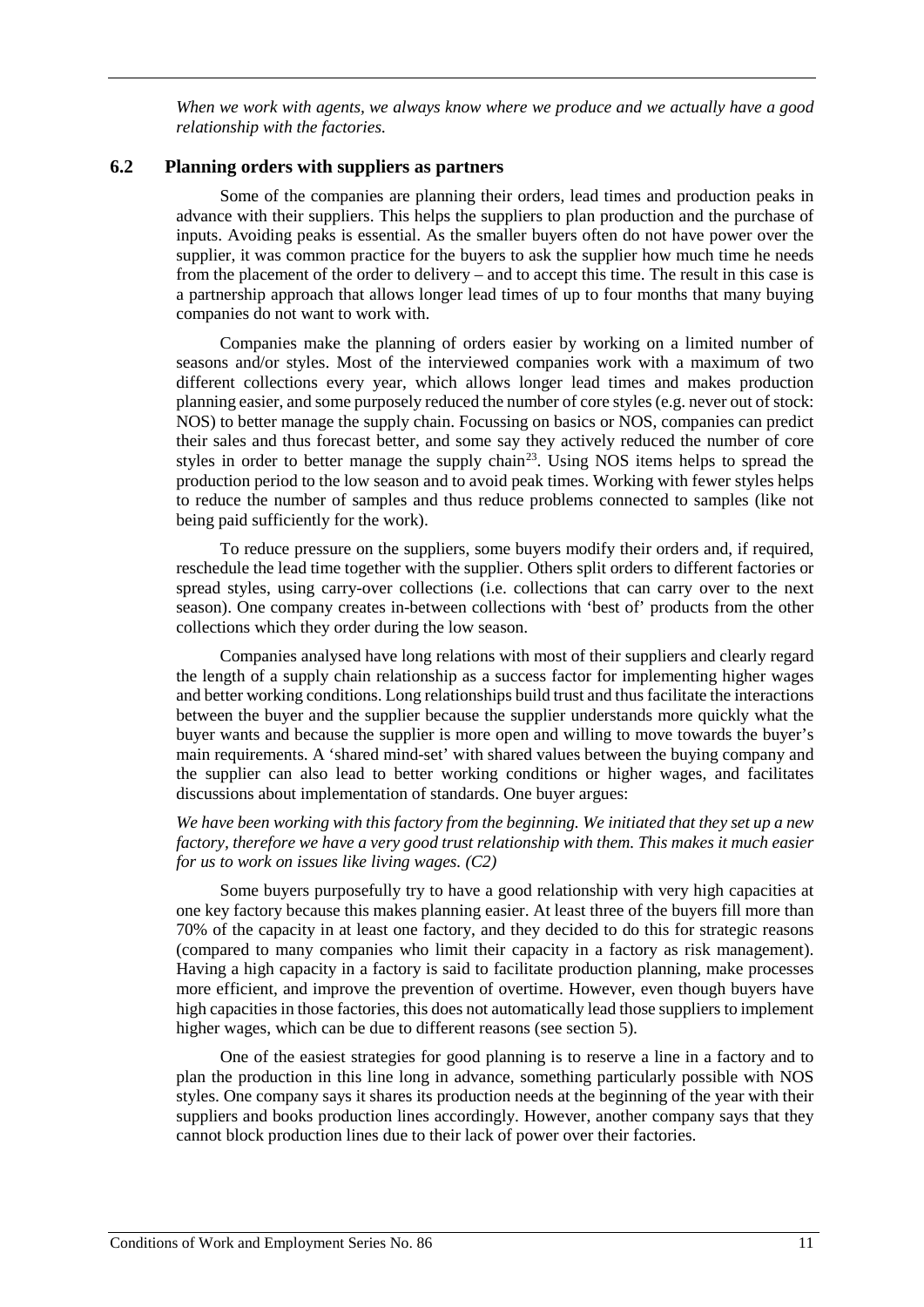*When we work with agents, we always know where we produce and we actually have a good relationship with the factories.*

## 6.2 Planning orders with suppliers as partners

Some of the companies are planning their orders, lead times and production peaks in advance with their suppliers. This helps the suppliers to plan production and the purchase of inputs. Avoiding peaks is essential. As the smaller buyers often do not have power over the supplier, it was common practice for the buyers to ask the supplier how much time he needs from the placement of the order to delivery – and to accept this time. The result in this case is a partnership approach that allows longer lead times of up to four months that many buying companies do not want to work with.

Companies make the planning of orders easier by working on a limited number of seasons and/or styles. Most of the interviewed companies work with a maximum of two different collections every year, which allows longer lead times and makes production planning easier, and some purposely reduced the number of core styles (e.g. never out of stock: NOS) to better manage the supply chain. Focussing on basics or NOS, companies can predict their sales and thus forecast better, and some say they actively reduced the number of core styles in order to better manage the supply chain[23]. Using NOS items helps to spread the production period to the low season and to avoid peak times. Working with fewer styles helps to reduce the number of samples and thus reduce problems connected to samples (like not being paid sufficiently for the work).

To reduce pressure on the suppliers, some buyers modify their orders and, if required, reschedule the lead time together with the supplier. Others split orders to different factories or spread styles, using carry-over collections (i.e. collections that can carry over to the next season). One company creates in-between collections with 'best of' products from the other collections which they order during the low season.

Companies analysed have long relations with most of their suppliers and clearly regard the length of a supply chain relationship as a success factor for implementing higher wages and better working conditions. Long relationships build trust and thus facilitate the interactions between the buyer and the supplier because the supplier understands more quickly what the buyer wants and because the supplier is more open and willing to move towards the buyer's main requirements. A 'shared mind-set' with shared values between the buying company and the supplier can also lead to better working conditions or higher wages, and facilitates discussions about implementation of standards. One buyer argues:

*We have been working with this factory from the beginning. We initiated that they set up a new factory, therefore we have a very good trust relationship with them. This makes it much easier for us to work on issues like living wages. (C2)*

Some buyers purposefully try to have a good relationship with very high capacities at one key factory because this makes planning easier. At least three of the buyers fill more than 70% of the capacity in at least one factory, and they decided to do this for strategic reasons (compared to many companies who limit their capacity in a factory as risk management). Having a high capacity in a factory is said to facilitate production planning, make processes more efficient, and improve the prevention of overtime. However, even though buyers have high capacities in those factories, this does not automatically lead those suppliers to implement higher wages, which can be due to different reasons (see section 5).

One of the easiest strategies for good planning is to reserve a line in a factory and to plan the production in this line long in advance, something particularly possible with NOS styles. One company says it shares its production needs at the beginning of the year with their suppliers and books production lines accordingly. However, another company says that they cannot block production lines due to their lack of power over their factories.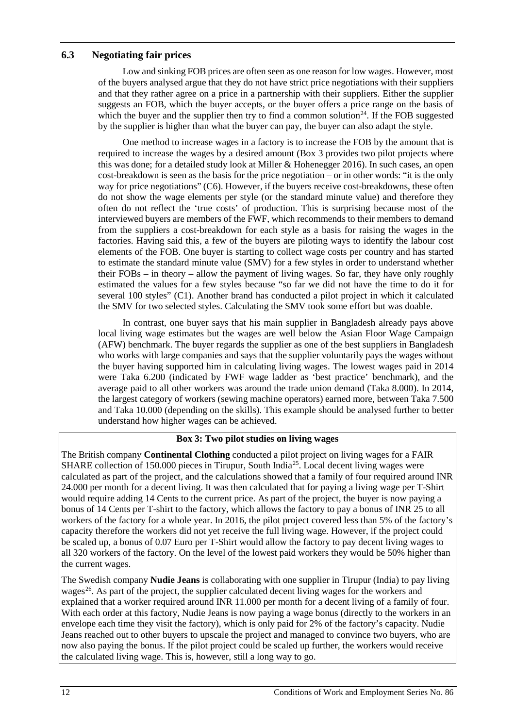### 6.3 Negotiating fair prices

Low and sinking FOB prices are often seen as one reason for low wages. However, most of the buyers analysed argue that they do not have strict price negotiations with their suppliers and that they rather agree on a price in a partnership with their suppliers. Either the supplier suggests an FOB, which the buyer accepts, or the buyer offers a price range on the basis of which the buyer and the supplier then try to find a common solution[24]. If the FOB suggested by the supplier is higher than what the buyer can pay, the buyer can also adapt the style.

One method to increase wages in a factory is to increase the FOB by the amount that is required to increase the wages by a desired amount (Box 3 provides two pilot projects where this was done; for a detailed study look at Miller & Hohenegger 2016). In such cases, an open cost-breakdown is seen as the basis for the price negotiation – or in other words: "it is the only way for price negotiations" (C6). However, if the buyers receive cost-breakdowns, these often do not show the wage elements per style (or the standard minute value) and therefore they often do not reflect the 'true costs' of production. This is surprising because most of the interviewed buyers are members of the FWF, which recommends to their members to demand from the suppliers a cost-breakdown for each style as a basis for raising the wages in the factories. Having said this, a few of the buyers are piloting ways to identify the labour cost elements of the FOB. One buyer is starting to collect wage costs per country and has started to estimate the standard minute value (SMV) for a few styles in order to understand whether their FOBs – in theory – allow the payment of living wages. So far, they have only roughly estimated the values for a few styles because "so far we did not have the time to do it for several 100 styles" (C1). Another brand has conducted a pilot project in which it calculated the SMV for two selected styles. Calculating the SMV took some effort but was doable.

In contrast, one buyer says that his main supplier in Bangladesh already pays above local living wage estimates but the wages are well below the Asian Floor Wage Campaign (AFW) benchmark. The buyer regards the supplier as one of the best suppliers in Bangladesh who works with large companies and says that the supplier voluntarily pays the wages without the buyer having supported him in calculating living wages. The lowest wages paid in 2014 were Taka 6.200 (indicated by FWF wage ladder as 'best practice' benchmark), and the average paid to all other workers was around the trade union demand (Taka 8.000). In 2014, the largest category of workers (sewing machine operators) earned more, between Taka 7.500 and Taka 10.000 (depending on the skills). This example should be analysed further to better understand how higher wages can be achieved.

**Box 3: Two pilot studies on living wages**

The British company **Continental Clothing** conducted a pilot project on living wages for a FAIR SHARE collection of 150.000 pieces in Tirupur, South India[25]. Local decent living wages were calculated as part of the project, and the calculations showed that a family of four required around INR 24.000 per month for a decent living. It was then calculated that for paying a living wage per T-Shirt would require adding 14 Cents to the current price. As part of the project, the buyer is now paying a bonus of 14 Cents per T-shirt to the factory, which allows the factory to pay a bonus of INR 25 to all workers of the factory for a whole year. In 2016, the pilot project covered less than 5% of the factory's capacity therefore the workers did not yet receive the full living wage. However, if the project could be scaled up, a bonus of 0.07 Euro per T-Shirt would allow the factory to pay decent living wages to all 320 workers of the factory. On the level of the lowest paid workers they would be 50% higher than the current wages.

The Swedish company **Nudie Jeans** is collaborating with one supplier in Tirupur (India) to pay living wages[26]. As part of the project, the supplier calculated decent living wages for the workers and explained that a worker required around INR 11.000 per month for a decent living of a family of four. With each order at this factory, Nudie Jeans is now paying a wage bonus (directly to the workers in an envelope each time they visit the factory), which is only paid for 2% of the factory's capacity. Nudie Jeans reached out to other buyers to upscale the project and managed to convince two buyers, who are now also paying the bonus. If the pilot project could be scaled up further, the workers would receive the calculated living wage. This is, however, still a long way to go.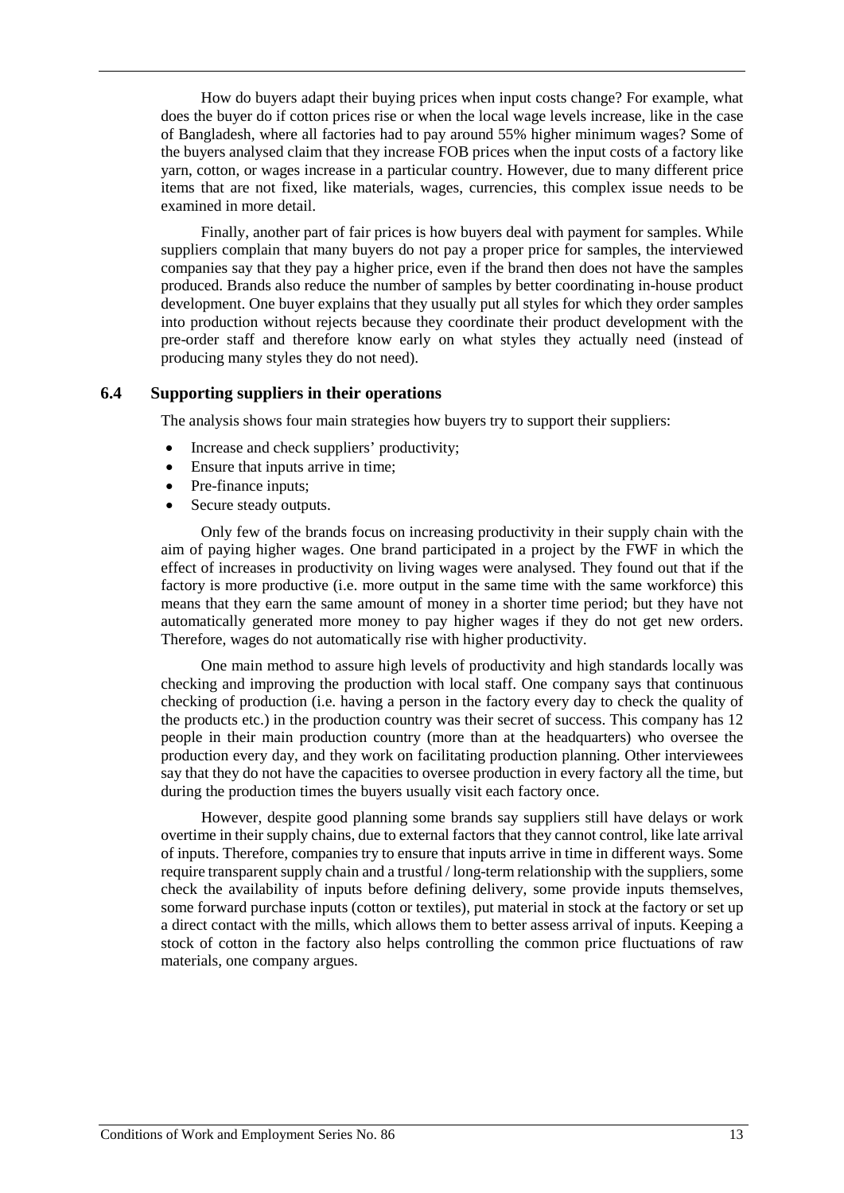How do buyers adapt their buying prices when input costs change? For example, what does the buyer do if cotton prices rise or when the local wage levels increase, like in the case of Bangladesh, where all factories had to pay around 55% higher minimum wages? Some of the buyers analysed claim that they increase FOB prices when the input costs of a factory like yarn, cotton, or wages increase in a particular country. However, due to many different price items that are not fixed, like materials, wages, currencies, this complex issue needs to be examined in more detail.

Finally, another part of fair prices is how buyers deal with payment for samples. While suppliers complain that many buyers do not pay a proper price for samples, the interviewed companies say that they pay a higher price, even if the brand then does not have the samples produced. Brands also reduce the number of samples by better coordinating in-house product development. One buyer explains that they usually put all styles for which they order samples into production without rejects because they coordinate their product development with the pre-order staff and therefore know early on what styles they actually need (instead of producing many styles they do not need).

## 6.4 Supporting suppliers in their operations

The analysis shows four main strategies how buyers try to support their suppliers:

- Increase and check suppliers' productivity;
- Ensure that inputs arrive in time;
- Pre-finance inputs;
- Secure steady outputs.

Only few of the brands focus on increasing productivity in their supply chain with the aim of paying higher wages. One brand participated in a project by the FWF in which the effect of increases in productivity on living wages were analysed. They found out that if the factory is more productive (i.e. more output in the same time with the same workforce) this means that they earn the same amount of money in a shorter time period; but they have not automatically generated more money to pay higher wages if they do not get new orders. Therefore, wages do not automatically rise with higher productivity.

One main method to assure high levels of productivity and high standards locally was checking and improving the production with local staff. One company says that continuous checking of production (i.e. having a person in the factory every day to check the quality of the products etc.) in the production country was their secret of success. This company has 12 people in their main production country (more than at the headquarters) who oversee the production every day, and they work on facilitating production planning. Other interviewees say that they do not have the capacities to oversee production in every factory all the time, but during the production times the buyers usually visit each factory once.

However, despite good planning some brands say suppliers still have delays or work overtime in their supply chains, due to external factors that they cannot control, like late arrival of inputs. Therefore, companies try to ensure that inputs arrive in time in different ways. Some require transparent supply chain and a trustful / long-term relationship with the suppliers, some check the availability of inputs before defining delivery, some provide inputs themselves, some forward purchase inputs (cotton or textiles), put material in stock at the factory or set up a direct contact with the mills, which allows them to better assess arrival of inputs. Keeping a stock of cotton in the factory also helps controlling the common price fluctuations of raw materials, one company argues.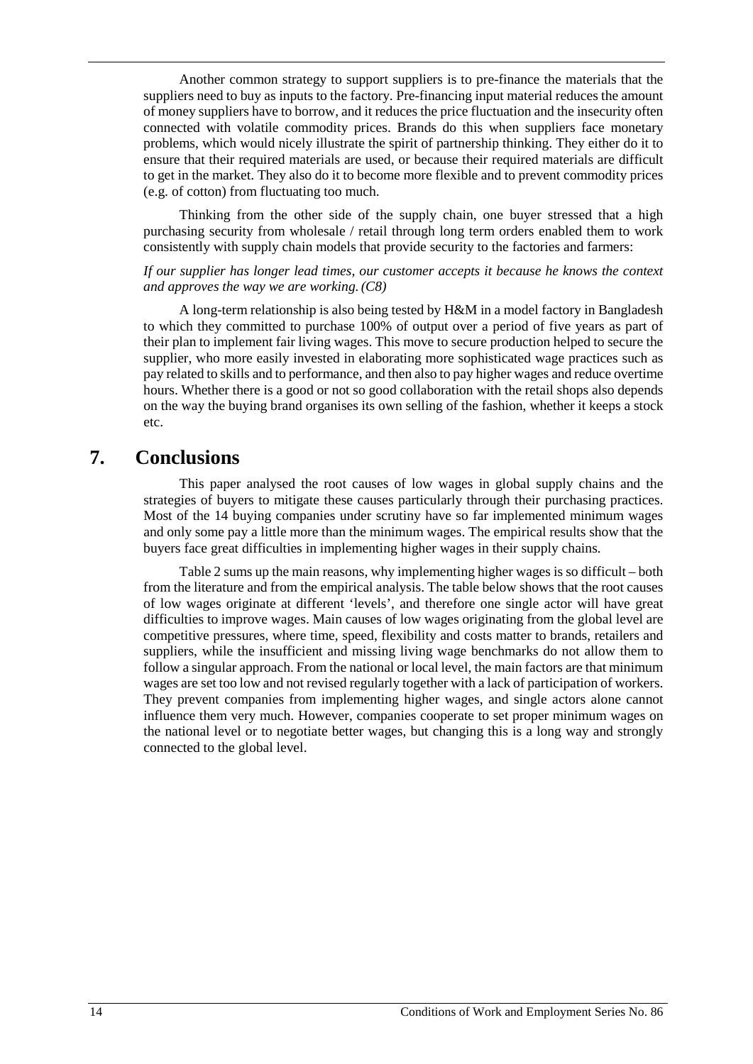Another common strategy to support suppliers is to pre-finance the materials that the suppliers need to buy as inputs to the factory. Pre-financing input material reduces the amount of money suppliers have to borrow, and it reduces the price fluctuation and the insecurity often connected with volatile commodity prices. Brands do this when suppliers face monetary problems, which would nicely illustrate the spirit of partnership thinking. They either do it to ensure that their required materials are used, or because their required materials are difficult to get in the market. They also do it to become more flexible and to prevent commodity prices (e.g. of cotton) from fluctuating too much.

Thinking from the other side of the supply chain, one buyer stressed that a high purchasing security from wholesale / retail through long term orders enabled them to work consistently with supply chain models that provide security to the factories and farmers:

*If our supplier has longer lead times, our customer accepts it because he knows the context and approves the way we are working. (C8)*

A long-term relationship is also being tested by H&M in a model factory in Bangladesh to which they committed to purchase 100% of output over a period of five years as part of their plan to implement fair living wages. This move to secure production helped to secure the supplier, who more easily invested in elaborating more sophisticated wage practices such as pay related to skills and to performance, and then also to pay higher wages and reduce overtime hours. Whether there is a good or not so good collaboration with the retail shops also depends on the way the buying brand organises its own selling of the fashion, whether it keeps a stock etc.

# 7. Conclusions

This paper analysed the root causes of low wages in global supply chains and the strategies of buyers to mitigate these causes particularly through their purchasing practices. Most of the 14 buying companies under scrutiny have so far implemented minimum wages and only some pay a little more than the minimum wages. The empirical results show that the buyers face great difficulties in implementing higher wages in their supply chains.

Table 2 sums up the main reasons, why implementing higher wages is so difficult – both from the literature and from the empirical analysis. The table below shows that the root causes of low wages originate at different 'levels', and therefore one single actor will have great difficulties to improve wages. Main causes of low wages originating from the global level are competitive pressures, where time, speed, flexibility and costs matter to brands, retailers and suppliers, while the insufficient and missing living wage benchmarks do not allow them to follow a singular approach. From the national or local level, the main factors are that minimum wages are set too low and not revised regularly together with a lack of participation of workers. They prevent companies from implementing higher wages, and single actors alone cannot influence them very much. However, companies cooperate to set proper minimum wages on the national level or to negotiate better wages, but changing this is a long way and strongly connected to the global level.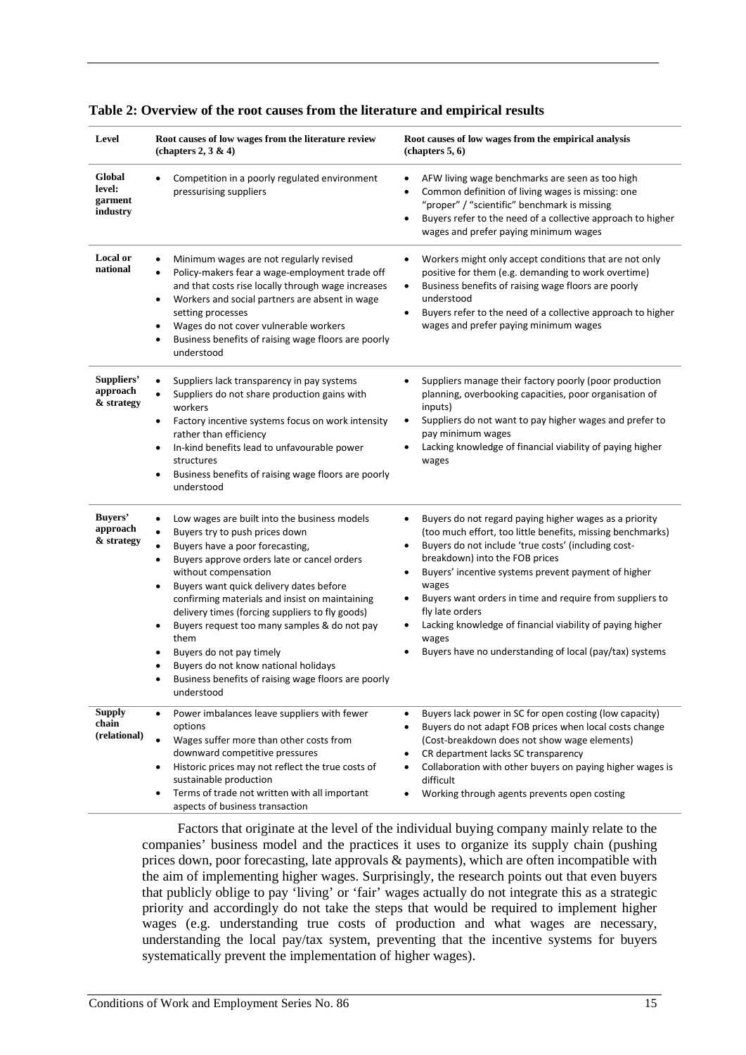**Table 2: Overview of the root causes from the literature and empirical results**

| Level | Root causes of low wages from the literature review (chapters 2, 3 & 4) | Root causes of low wages from the empirical analysis (chapters 5, 6) |
|---|---|---|
| **Global level: garment industry** | • Competition in a poorly regulated environment pressurising suppliers | • AFW living wage benchmarks are seen as too high<br>• Common definition of living wages is missing: one "proper" / "scientific" benchmark is missing<br>• Buyers refer to the need of a collective approach to higher wages and prefer paying minimum wages |
| **Local or national** | • Minimum wages are not regularly revised<br>• Policy-makers fear a wage-employment trade off and that costs rise locally through wage increases<br>• Workers and social partners are absent in wage setting processes<br>• Wages do not cover vulnerable workers<br>• Business benefits of raising wage floors are poorly understood | • Workers might only accept conditions that are not only positive for them (e.g. demanding to work overtime)<br>• Business benefits of raising wage floors are poorly understood<br>• Buyers refer to the need of a collective approach to higher wages and prefer paying minimum wages |
| **Suppliers' approach & strategy** | • Suppliers lack transparency in pay systems<br>• Suppliers do not share production gains with workers<br>• Factory incentive systems focus on work intensity rather than efficiency<br>• In-kind benefits lead to unfavourable power structures<br>• Business benefits of raising wage floors are poorly understood | • Suppliers manage their factory poorly (poor production planning, overbooking capacities, poor organisation of inputs)<br>• Suppliers do not want to pay higher wages and prefer to pay minimum wages<br>• Lacking knowledge of financial viability of paying higher wages |
| **Buyers' approach & strategy** | • Low wages are built into the business models<br>• Buyers try to push prices down<br>• Buyers have a poor forecasting,<br>• Buyers approve orders late or cancel orders without compensation<br>• Buyers want quick delivery dates before confirming materials and insist on maintaining delivery times (forcing suppliers to fly goods)<br>• Buyers request too many samples & do not pay them<br>• Buyers do not pay timely<br>• Buyers do not know national holidays<br>• Business benefits of raising wage floors are poorly understood | • Buyers do not regard paying higher wages as a priority (too much effort, too little benefits, missing benchmarks)<br>• Buyers do not include 'true costs' (including cost-breakdown) into the FOB prices<br>• Buyers' incentive systems prevent payment of higher wages<br>• Buyers want orders in time and require from suppliers to fly late orders<br>• Lacking knowledge of financial viability of paying higher wages<br>• Buyers have no understanding of local (pay/tax) systems |
| **Supply chain (relational)** | • Power imbalances leave suppliers with fewer options<br>• Wages suffer more than other costs from downward competitive pressures<br>• Historic prices may not reflect the true costs of sustainable production<br>• Terms of trade not written with all important aspects of business transaction | • Buyers lack power in SC for open costing (low capacity)<br>• Buyers do not adapt FOB prices when local costs change (Cost-breakdown does not show wage elements)<br>• CR department lacks SC transparency<br>• Collaboration with other buyers on paying higher wages is difficult<br>• Working through agents prevents open costing |

Factors that originate at the level of the individual buying company mainly relate to the companies' business model and the practices it uses to organize its supply chain (pushing prices down, poor forecasting, late approvals & payments), which are often incompatible with the aim of implementing higher wages. Surprisingly, the research points out that even buyers that publicly oblige to pay 'living' or 'fair' wages actually do not integrate this as a strategic priority and accordingly do not take the steps that would be required to implement higher wages (e.g. understanding true costs of production and what wages are necessary, understanding the local pay/tax system, preventing that the incentive systems for buyers systematically prevent the implementation of higher wages).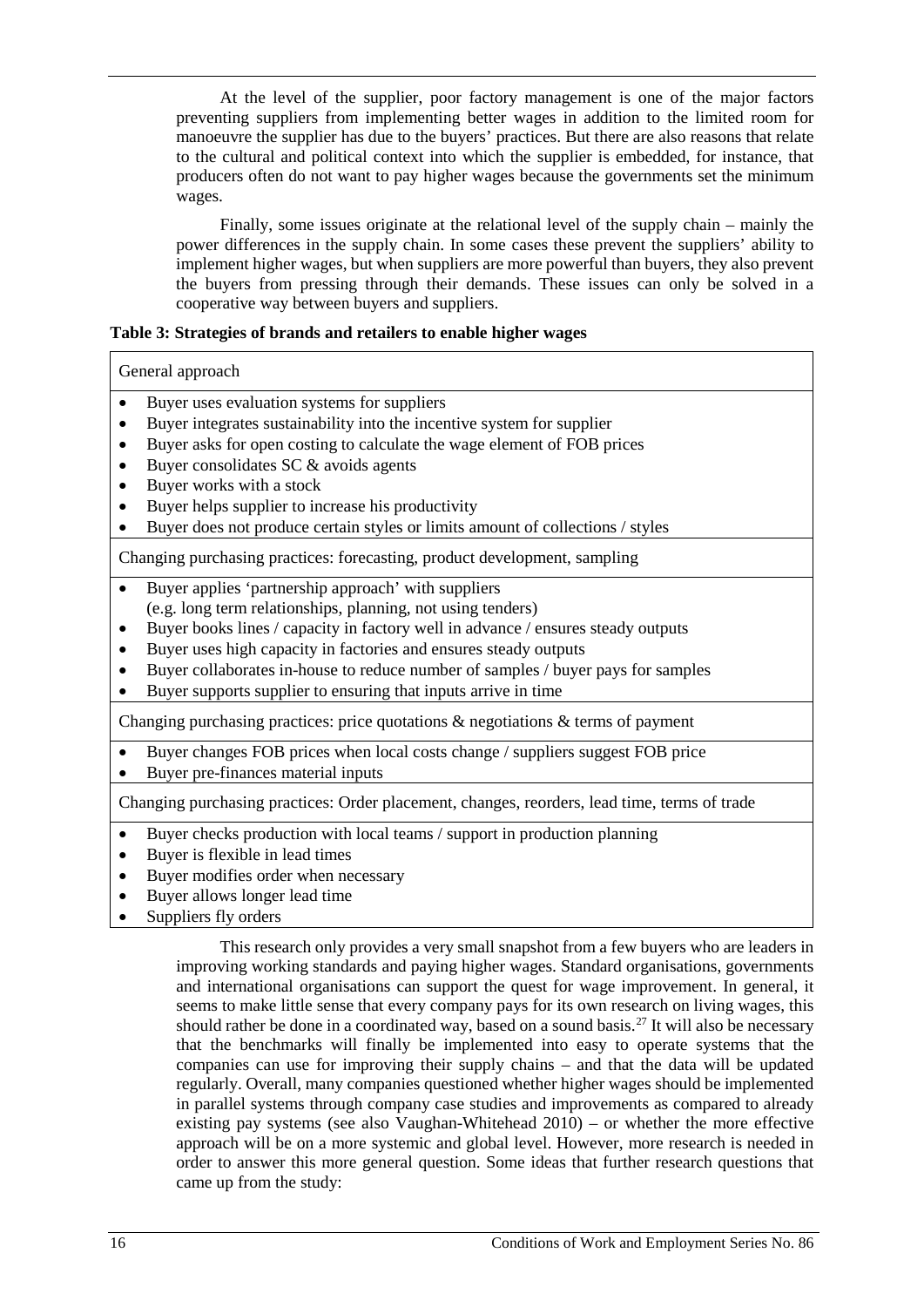At the level of the supplier, poor factory management is one of the major factors preventing suppliers from implementing better wages in addition to the limited room for manoeuvre the supplier has due to the buyers' practices. But there are also reasons that relate to the cultural and political context into which the supplier is embedded, for instance, that producers often do not want to pay higher wages because the governments set the minimum wages.

Finally, some issues originate at the relational level of the supply chain – mainly the power differences in the supply chain. In some cases these prevent the suppliers' ability to implement higher wages, but when suppliers are more powerful than buyers, they also prevent the buyers from pressing through their demands. These issues can only be solved in a cooperative way between buyers and suppliers.

**Table 3: Strategies of brands and retailers to enable higher wages**

| General approach |
|---|
| • Buyer uses evaluation systems for suppliers<br>• Buyer integrates sustainability into the incentive system for supplier<br>• Buyer asks for open costing to calculate the wage element of FOB prices<br>• Buyer consolidates SC & avoids agents<br>• Buyer works with a stock<br>• Buyer helps supplier to increase his productivity<br>• Buyer does not produce certain styles or limits amount of collections / styles |
| Changing purchasing practices: forecasting, product development, sampling |
| • Buyer applies 'partnership approach' with suppliers (e.g. long term relationships, planning, not using tenders)<br>• Buyer books lines / capacity in factory well in advance / ensures steady outputs<br>• Buyer uses high capacity in factories and ensures steady outputs<br>• Buyer collaborates in-house to reduce number of samples / buyer pays for samples<br>• Buyer supports supplier to ensuring that inputs arrive in time |
| Changing purchasing practices: price quotations & negotiations & terms of payment |
| • Buyer changes FOB prices when local costs change / suppliers suggest FOB price<br>• Buyer pre-finances material inputs |
| Changing purchasing practices: Order placement, changes, reorders, lead time, terms of trade |
| • Buyer checks production with local teams / support in production planning<br>• Buyer is flexible in lead times<br>• Buyer modifies order when necessary<br>• Buyer allows longer lead time<br>• Suppliers fly orders |

This research only provides a very small snapshot from a few buyers who are leaders in improving working standards and paying higher wages. Standard organisations, governments and international organisations can support the quest for wage improvement. In general, it seems to make little sense that every company pays for its own research on living wages, this should rather be done in a coordinated way, based on a sound basis.[27] It will also be necessary that the benchmarks will finally be implemented into easy to operate systems that the companies can use for improving their supply chains – and that the data will be updated regularly. Overall, many companies questioned whether higher wages should be implemented in parallel systems through company case studies and improvements as compared to already existing pay systems (see also Vaughan-Whitehead 2010) – or whether the more effective approach will be on a more systemic and global level. However, more research is needed in order to answer this more general question. Some ideas that further research questions that came up from the study: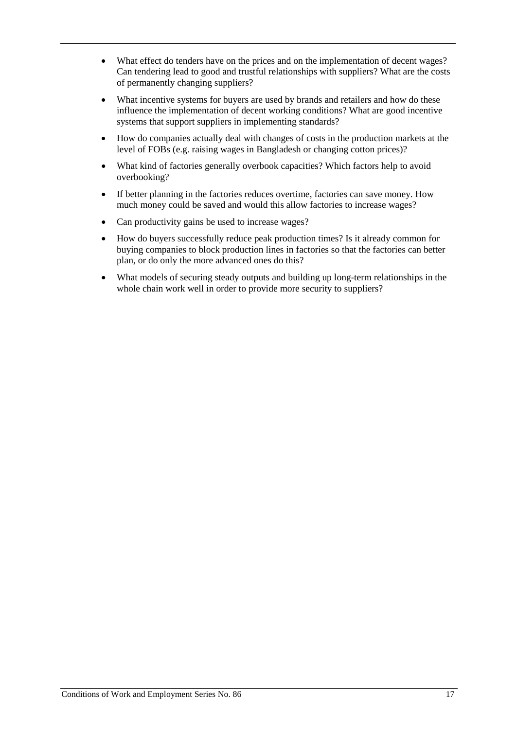- What effect do tenders have on the prices and on the implementation of decent wages? Can tendering lead to good and trustful relationships with suppliers? What are the costs of permanently changing suppliers?
- What incentive systems for buyers are used by brands and retailers and how do these influence the implementation of decent working conditions? What are good incentive systems that support suppliers in implementing standards?
- How do companies actually deal with changes of costs in the production markets at the level of FOBs (e.g. raising wages in Bangladesh or changing cotton prices)?
- What kind of factories generally overbook capacities? Which factors help to avoid overbooking?
- If better planning in the factories reduces overtime, factories can save money. How much money could be saved and would this allow factories to increase wages?
- Can productivity gains be used to increase wages?
- How do buyers successfully reduce peak production times? Is it already common for buying companies to block production lines in factories so that the factories can better plan, or do only the more advanced ones do this?
- What models of securing steady outputs and building up long-term relationships in the whole chain work well in order to provide more security to suppliers?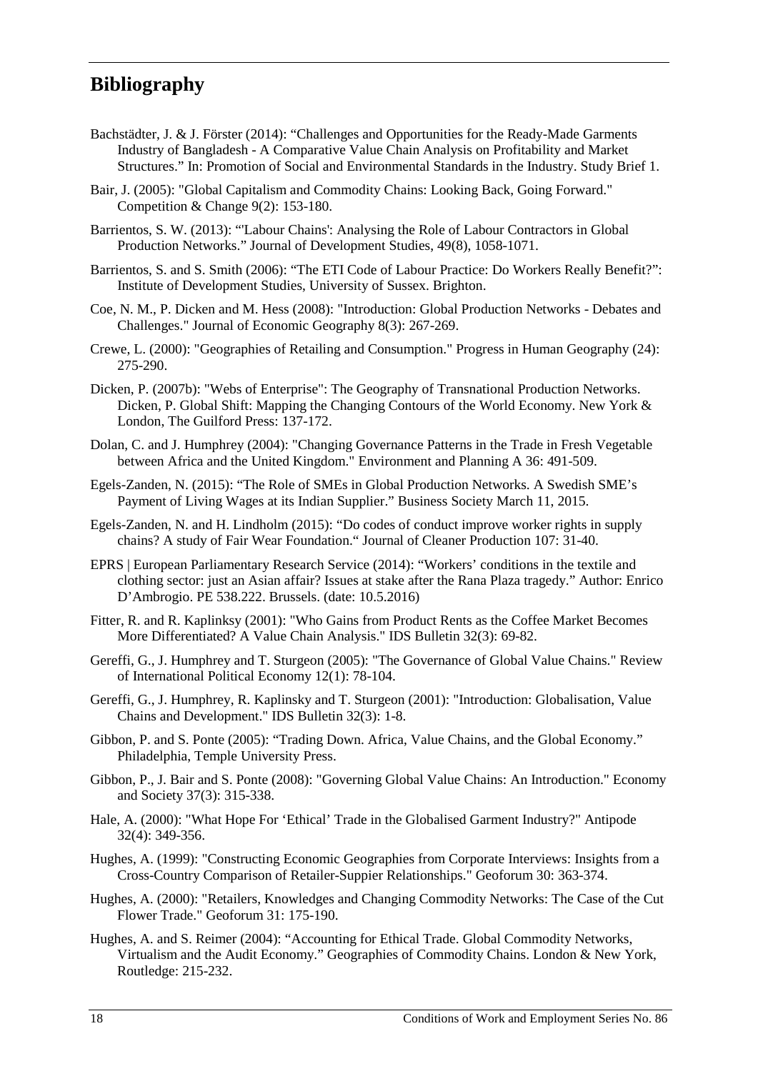## Bibliography

Bachstädter, J. & J. Förster (2014): "Challenges and Opportunities for the Ready-Made Garments Industry of Bangladesh - A Comparative Value Chain Analysis on Profitability and Market Structures." In: Promotion of Social and Environmental Standards in the Industry. Study Brief 1.

Bair, J. (2005): "Global Capitalism and Commodity Chains: Looking Back, Going Forward." Competition & Change 9(2): 153-180.

Barrientos, S. W. (2013): "'Labour Chains': Analysing the Role of Labour Contractors in Global Production Networks." Journal of Development Studies, 49(8), 1058-1071.

Barrientos, S. and S. Smith (2006): "The ETI Code of Labour Practice: Do Workers Really Benefit?": Institute of Development Studies, University of Sussex. Brighton.

Coe, N. M., P. Dicken and M. Hess (2008): "Introduction: Global Production Networks - Debates and Challenges." Journal of Economic Geography 8(3): 267-269.

Crewe, L. (2000): "Geographies of Retailing and Consumption." Progress in Human Geography (24): 275-290.

Dicken, P. (2007b): "Webs of Enterprise": The Geography of Transnational Production Networks. Dicken, P. Global Shift: Mapping the Changing Contours of the World Economy. New York & London, The Guilford Press: 137-172.

Dolan, C. and J. Humphrey (2004): "Changing Governance Patterns in the Trade in Fresh Vegetable between Africa and the United Kingdom." Environment and Planning A 36: 491-509.

Egels-Zanden, N. (2015): "The Role of SMEs in Global Production Networks. A Swedish SME's Payment of Living Wages at its Indian Supplier." Business Society March 11, 2015.

Egels-Zanden, N. and H. Lindholm (2015): "Do codes of conduct improve worker rights in supply chains? A study of Fair Wear Foundation." Journal of Cleaner Production 107: 31-40.

EPRS | European Parliamentary Research Service (2014): "Workers' conditions in the textile and clothing sector: just an Asian affair? Issues at stake after the Rana Plaza tragedy." Author: Enrico D'Ambrogio. PE 538.222. Brussels. (date: 10.5.2016)

Fitter, R. and R. Kaplinksy (2001): "Who Gains from Product Rents as the Coffee Market Becomes More Differentiated? A Value Chain Analysis." IDS Bulletin 32(3): 69-82.

Gereffi, G., J. Humphrey and T. Sturgeon (2005): "The Governance of Global Value Chains." Review of International Political Economy 12(1): 78-104.

Gereffi, G., J. Humphrey, R. Kaplinsky and T. Sturgeon (2001): "Introduction: Globalisation, Value Chains and Development." IDS Bulletin 32(3): 1-8.

Gibbon, P. and S. Ponte (2005): "Trading Down. Africa, Value Chains, and the Global Economy." Philadelphia, Temple University Press.

Gibbon, P., J. Bair and S. Ponte (2008): "Governing Global Value Chains: An Introduction." Economy and Society 37(3): 315-338.

Hale, A. (2000): "What Hope For 'Ethical' Trade in the Globalised Garment Industry?" Antipode 32(4): 349-356.

Hughes, A. (1999): "Constructing Economic Geographies from Corporate Interviews: Insights from a Cross-Country Comparison of Retailer-Suppier Relationships." Geoforum 30: 363-374.

Hughes, A. (2000): "Retailers, Knowledges and Changing Commodity Networks: The Case of the Cut Flower Trade." Geoforum 31: 175-190.

Hughes, A. and S. Reimer (2004): "Accounting for Ethical Trade. Global Commodity Networks, Virtualism and the Audit Economy." Geographies of Commodity Chains. London & New York, Routledge: 215-232.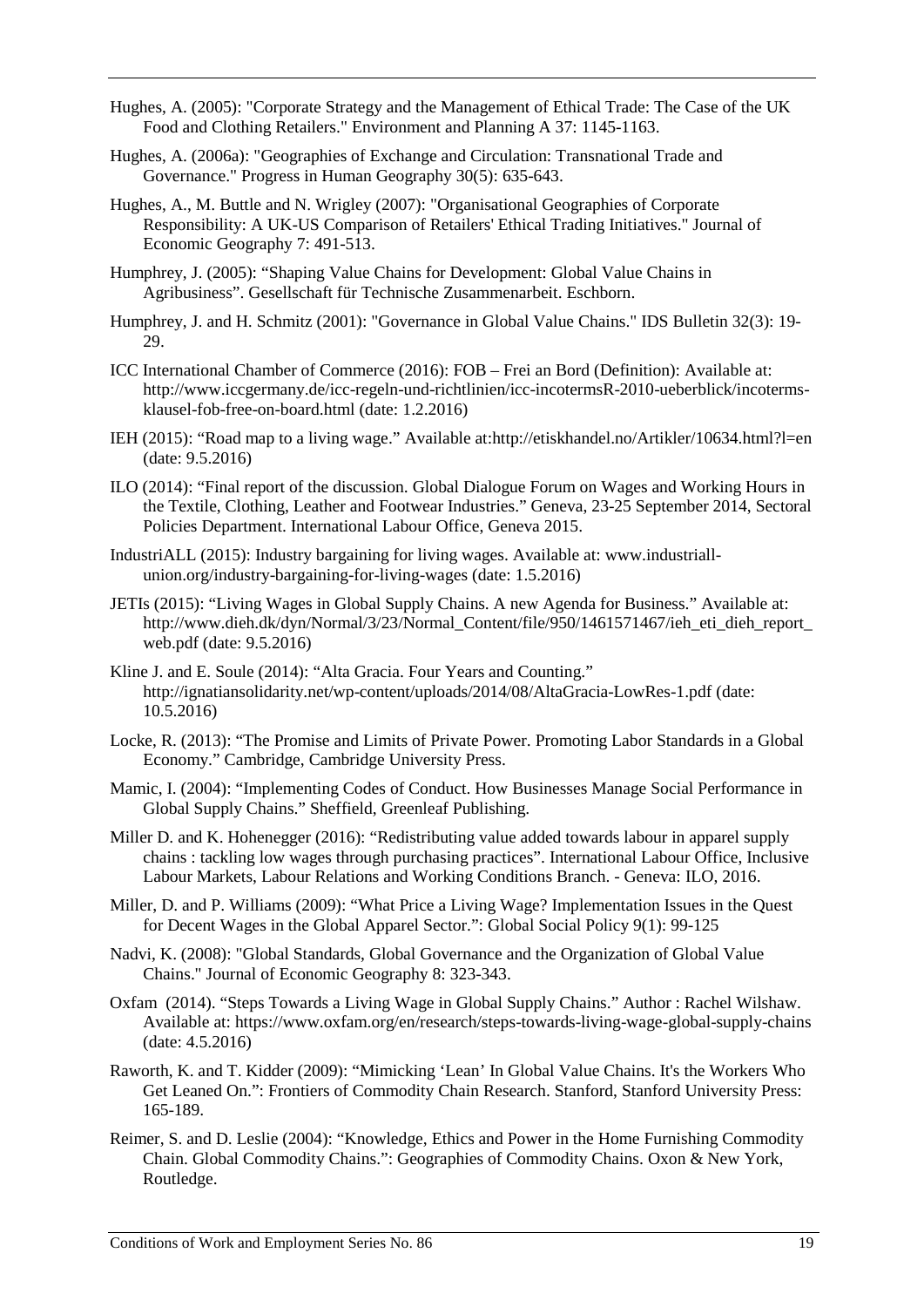Hughes, A. (2005): "Corporate Strategy and the Management of Ethical Trade: The Case of the UK Food and Clothing Retailers." Environment and Planning A 37: 1145-1163.

Hughes, A. (2006a): "Geographies of Exchange and Circulation: Transnational Trade and Governance." Progress in Human Geography 30(5): 635-643.

Hughes, A., M. Buttle and N. Wrigley (2007): "Organisational Geographies of Corporate Responsibility: A UK-US Comparison of Retailers' Ethical Trading Initiatives." Journal of Economic Geography 7: 491-513.

Humphrey, J. (2005): "Shaping Value Chains for Development: Global Value Chains in Agribusiness". Gesellschaft für Technische Zusammenarbeit. Eschborn.

Humphrey, J. and H. Schmitz (2001): "Governance in Global Value Chains." IDS Bulletin 32(3): 19-29.

ICC International Chamber of Commerce (2016): FOB – Frei an Bord (Definition): Available at: http://www.iccgermany.de/icc-regeln-und-richtlinien/icc-incotermsR-2010-ueberblick/incoterms-klausel-fob-free-on-board.html (date: 1.2.2016)

IEH (2015): "Road map to a living wage." Available at:http://etiskhandel.no/Artikler/10634.html?l=en (date: 9.5.2016)

ILO (2014): "Final report of the discussion. Global Dialogue Forum on Wages and Working Hours in the Textile, Clothing, Leather and Footwear Industries." Geneva, 23-25 September 2014, Sectoral Policies Department. International Labour Office, Geneva 2015.

IndustriALL (2015): Industry bargaining for living wages. Available at: www.industriall-union.org/industry-bargaining-for-living-wages (date: 1.5.2016)

JETIs (2015): "Living Wages in Global Supply Chains. A new Agenda for Business." Available at: http://www.dieh.dk/dyn/Normal/3/23/Normal_Content/file/950/1461571467/ieh_eti_dieh_report_web.pdf (date: 9.5.2016)

Kline J. and E. Soule (2014): "Alta Gracia. Four Years and Counting." http://ignatiansolidarity.net/wp-content/uploads/2014/08/AltaGracia-LowRes-1.pdf (date: 10.5.2016)

Locke, R. (2013): "The Promise and Limits of Private Power. Promoting Labor Standards in a Global Economy." Cambridge, Cambridge University Press.

Mamic, I. (2004): "Implementing Codes of Conduct. How Businesses Manage Social Performance in Global Supply Chains." Sheffield, Greenleaf Publishing.

Miller D. and K. Hohenegger (2016): "Redistributing value added towards labour in apparel supply chains : tackling low wages through purchasing practices". International Labour Office, Inclusive Labour Markets, Labour Relations and Working Conditions Branch. - Geneva: ILO, 2016.

Miller, D. and P. Williams (2009): "What Price a Living Wage? Implementation Issues in the Quest for Decent Wages in the Global Apparel Sector.": Global Social Policy 9(1): 99-125

Nadvi, K. (2008): "Global Standards, Global Governance and the Organization of Global Value Chains." Journal of Economic Geography 8: 323-343.

Oxfam (2014). "Steps Towards a Living Wage in Global Supply Chains." Author : Rachel Wilshaw. Available at: https://www.oxfam.org/en/research/steps-towards-living-wage-global-supply-chains (date: 4.5.2016)

Raworth, K. and T. Kidder (2009): "Mimicking 'Lean' In Global Value Chains. It's the Workers Who Get Leaned On.": Frontiers of Commodity Chain Research. Stanford, Stanford University Press: 165-189.

Reimer, S. and D. Leslie (2004): "Knowledge, Ethics and Power in the Home Furnishing Commodity Chain. Global Commodity Chains.": Geographies of Commodity Chains. Oxon & New York, Routledge.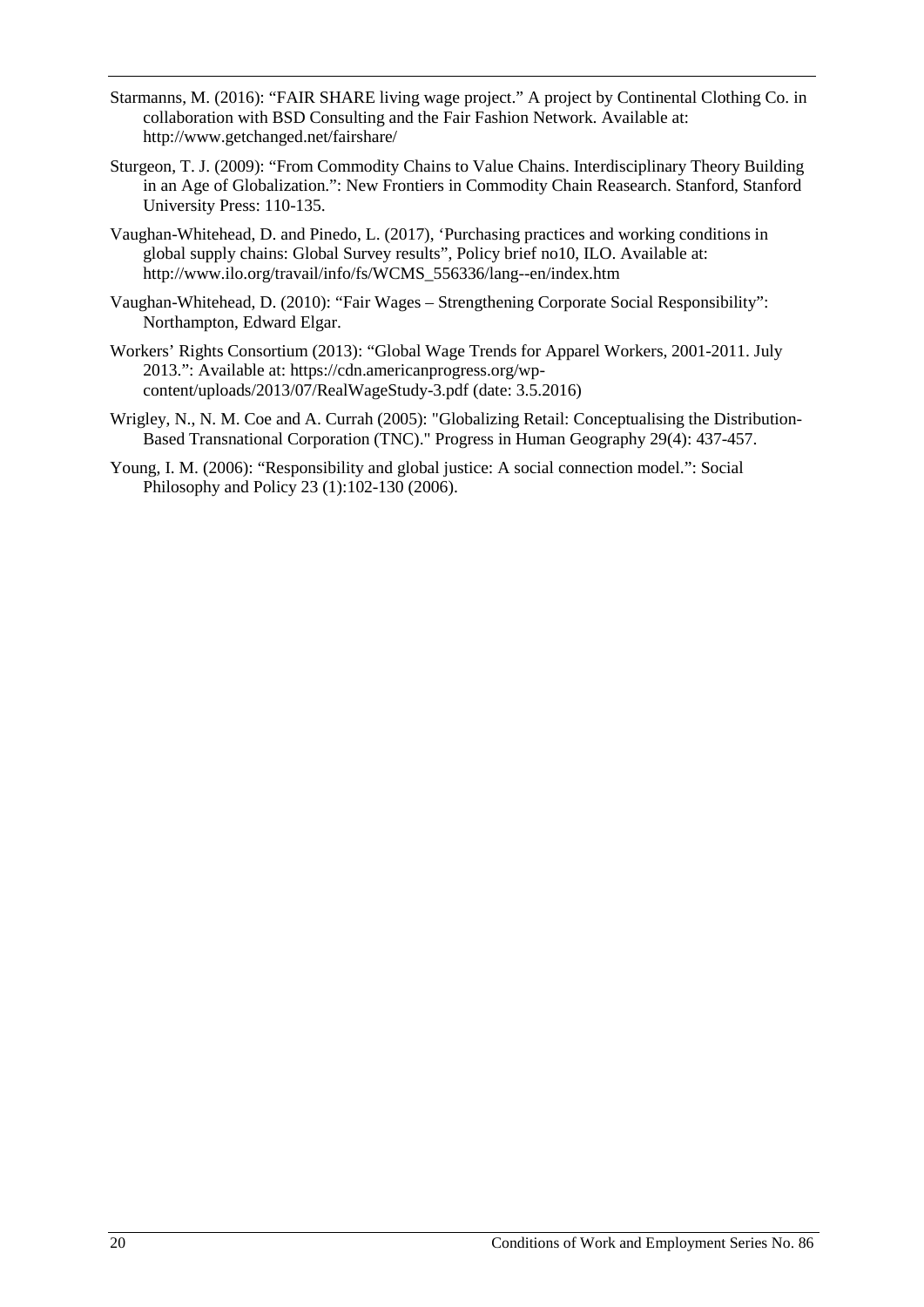Starmanns, M. (2016): “FAIR SHARE living wage project.” A project by Continental Clothing Co. in collaboration with BSD Consulting and the Fair Fashion Network. Available at: http://www.getchanged.net/fairshare/

Sturgeon, T. J. (2009): “From Commodity Chains to Value Chains. Interdisciplinary Theory Building in an Age of Globalization.”: New Frontiers in Commodity Chain Reasearch. Stanford, Stanford University Press: 110-135.

Vaughan-Whitehead, D. and Pinedo, L. (2017), ‘Purchasing practices and working conditions in global supply chains: Global Survey results”, Policy brief no10, ILO. Available at: http://www.ilo.org/travail/info/fs/WCMS_556336/lang--en/index.htm

Vaughan-Whitehead, D. (2010): “Fair Wages – Strengthening Corporate Social Responsibility”: Northampton, Edward Elgar.

Workers’ Rights Consortium (2013): “Global Wage Trends for Apparel Workers, 2001-2011. July 2013.”: Available at: https://cdn.americanprogress.org/wp-content/uploads/2013/07/RealWageStudy-3.pdf (date: 3.5.2016)

Wrigley, N., N. M. Coe and A. Currah (2005): "Globalizing Retail: Conceptualising the Distribution-Based Transnational Corporation (TNC)." Progress in Human Geography 29(4): 437-457.

Young, I. M. (2006): “Responsibility and global justice: A social connection model.”: Social Philosophy and Policy 23 (1):102-130 (2006).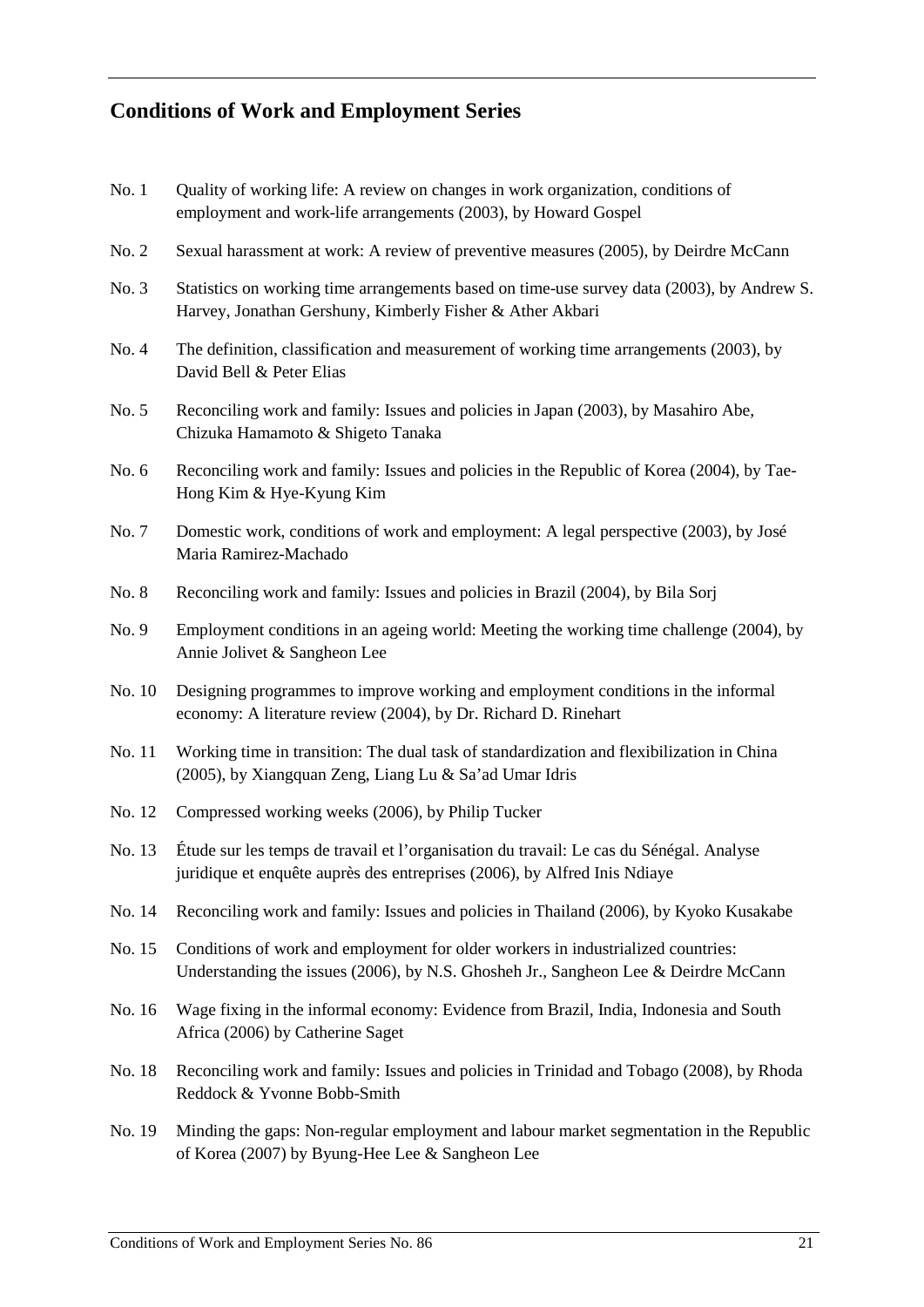## Conditions of Work and Employment Series

No. 1 Quality of working life: A review on changes in work organization, conditions of employment and work-life arrangements (2003), by Howard Gospel

No. 2 Sexual harassment at work: A review of preventive measures (2005), by Deirdre McCann

No. 3 Statistics on working time arrangements based on time-use survey data (2003), by Andrew S. Harvey, Jonathan Gershuny, Kimberly Fisher & Ather Akbari

No. 4 The definition, classification and measurement of working time arrangements (2003), by David Bell & Peter Elias

No. 5 Reconciling work and family: Issues and policies in Japan (2003), by Masahiro Abe, Chizuka Hamamoto & Shigeto Tanaka

No. 6 Reconciling work and family: Issues and policies in the Republic of Korea (2004), by Tae-Hong Kim & Hye-Kyung Kim

No. 7 Domestic work, conditions of work and employment: A legal perspective (2003), by José Maria Ramirez-Machado

No. 8 Reconciling work and family: Issues and policies in Brazil (2004), by Bila Sorj

No. 9 Employment conditions in an ageing world: Meeting the working time challenge (2004), by Annie Jolivet & Sangheon Lee

No. 10 Designing programmes to improve working and employment conditions in the informal economy: A literature review (2004), by Dr. Richard D. Rinehart

No. 11 Working time in transition: The dual task of standardization and flexibilization in China (2005), by Xiangquan Zeng, Liang Lu & Sa'ad Umar Idris

No. 12 Compressed working weeks (2006), by Philip Tucker

No. 13 Étude sur les temps de travail et l'organisation du travail: Le cas du Sénégal. Analyse juridique et enquête auprès des entreprises (2006), by Alfred Inis Ndiaye

No. 14 Reconciling work and family: Issues and policies in Thailand (2006), by Kyoko Kusakabe

No. 15 Conditions of work and employment for older workers in industrialized countries: Understanding the issues (2006), by N.S. Ghosheh Jr., Sangheon Lee & Deirdre McCann

No. 16 Wage fixing in the informal economy: Evidence from Brazil, India, Indonesia and South Africa (2006) by Catherine Saget

No. 18 Reconciling work and family: Issues and policies in Trinidad and Tobago (2008), by Rhoda Reddock & Yvonne Bobb-Smith

No. 19 Minding the gaps: Non-regular employment and labour market segmentation in the Republic of Korea (2007) by Byung-Hee Lee & Sangheon Lee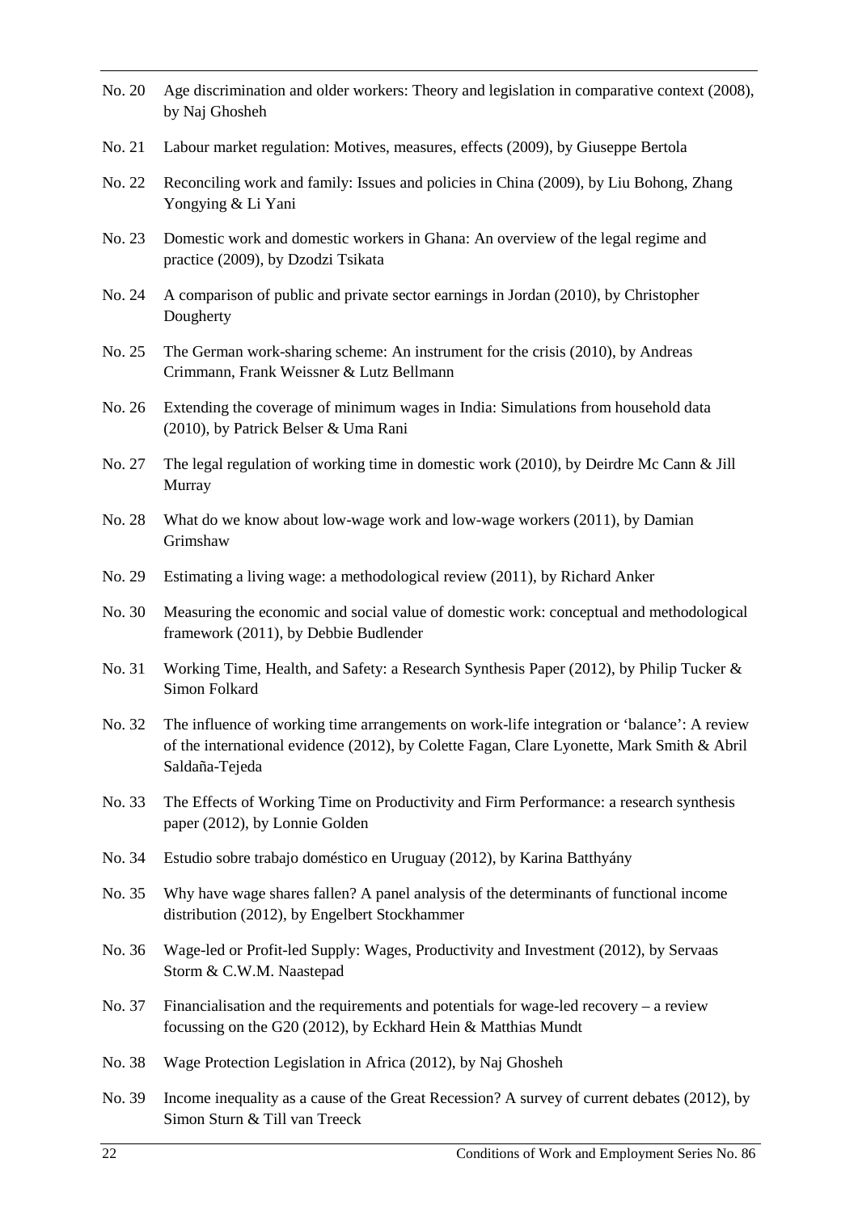No. 20 Age discrimination and older workers: Theory and legislation in comparative context (2008), by Naj Ghosheh

No. 21 Labour market regulation: Motives, measures, effects (2009), by Giuseppe Bertola

No. 22 Reconciling work and family: Issues and policies in China (2009), by Liu Bohong, Zhang Yongying & Li Yani

No. 23 Domestic work and domestic workers in Ghana: An overview of the legal regime and practice (2009), by Dzodzi Tsikata

No. 24 A comparison of public and private sector earnings in Jordan (2010), by Christopher Dougherty

No. 25 The German work-sharing scheme: An instrument for the crisis (2010), by Andreas Crimmann, Frank Weissner & Lutz Bellmann

No. 26 Extending the coverage of minimum wages in India: Simulations from household data (2010), by Patrick Belser & Uma Rani

No. 27 The legal regulation of working time in domestic work (2010), by Deirdre Mc Cann & Jill Murray

No. 28 What do we know about low-wage work and low-wage workers (2011), by Damian Grimshaw

No. 29 Estimating a living wage: a methodological review (2011), by Richard Anker

No. 30 Measuring the economic and social value of domestic work: conceptual and methodological framework (2011), by Debbie Budlender

No. 31 Working Time, Health, and Safety: a Research Synthesis Paper (2012), by Philip Tucker & Simon Folkard

No. 32 The influence of working time arrangements on work-life integration or 'balance': A review of the international evidence (2012), by Colette Fagan, Clare Lyonette, Mark Smith & Abril Saldaña-Tejeda

No. 33 The Effects of Working Time on Productivity and Firm Performance: a research synthesis paper (2012), by Lonnie Golden

No. 34 Estudio sobre trabajo doméstico en Uruguay (2012), by Karina Batthyány

No. 35 Why have wage shares fallen? A panel analysis of the determinants of functional income distribution (2012), by Engelbert Stockhammer

No. 36 Wage-led or Profit-led Supply: Wages, Productivity and Investment (2012), by Servaas Storm & C.W.M. Naastepad

No. 37 Financialisation and the requirements and potentials for wage-led recovery – a review focussing on the G20 (2012), by Eckhard Hein & Matthias Mundt

No. 38 Wage Protection Legislation in Africa (2012), by Naj Ghosheh

No. 39 Income inequality as a cause of the Great Recession? A survey of current debates (2012), by Simon Sturn & Till van Treeck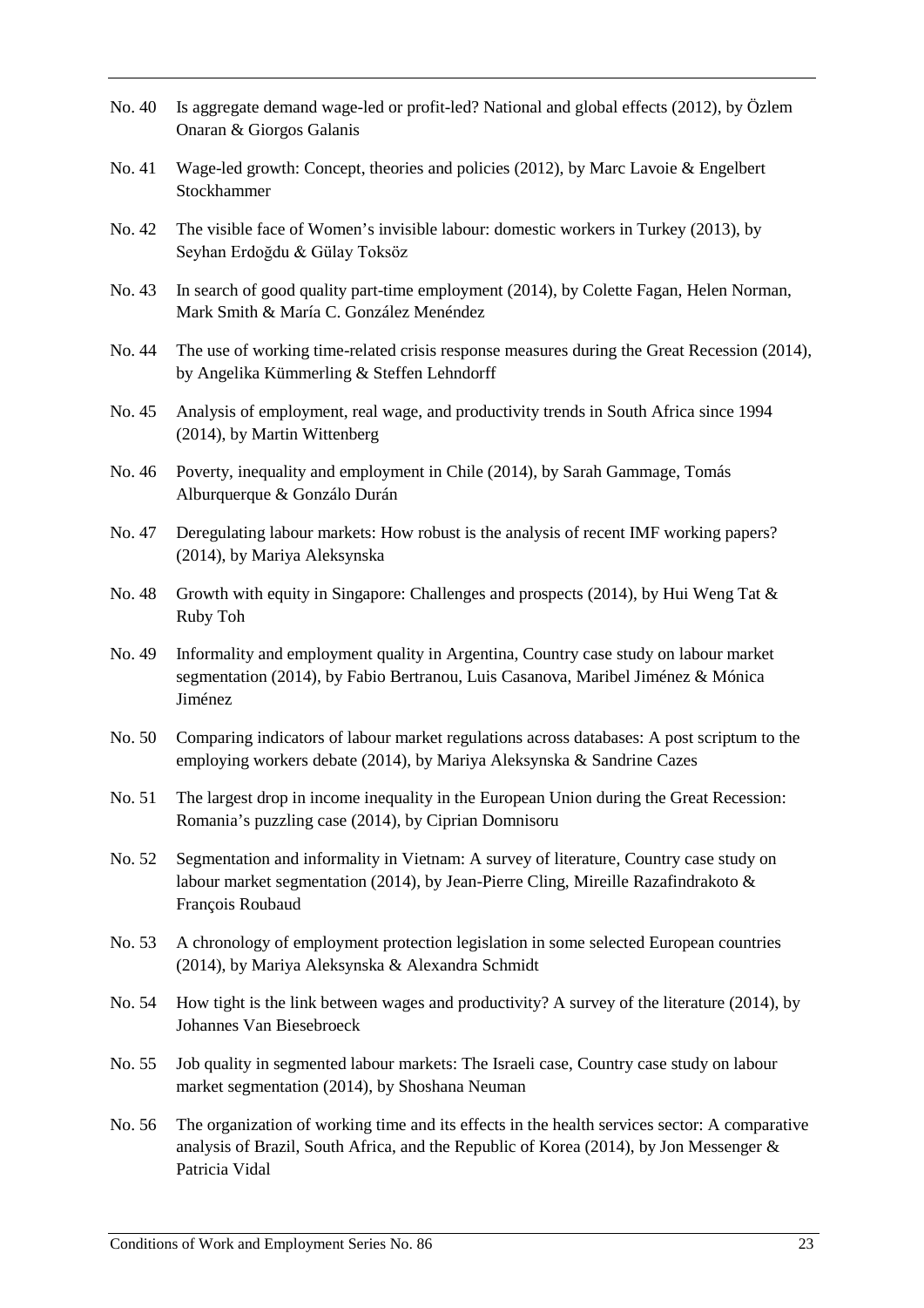No. 40 Is aggregate demand wage-led or profit-led? National and global effects (2012), by Özlem Onaran & Giorgos Galanis

No. 41 Wage-led growth: Concept, theories and policies (2012), by Marc Lavoie & Engelbert Stockhammer

No. 42 The visible face of Women's invisible labour: domestic workers in Turkey (2013), by Seyhan Erdoğdu & Gülay Toksöz

No. 43 In search of good quality part-time employment (2014), by Colette Fagan, Helen Norman, Mark Smith & María C. González Menéndez

No. 44 The use of working time-related crisis response measures during the Great Recession (2014), by Angelika Kümmerling & Steffen Lehndorff

No. 45 Analysis of employment, real wage, and productivity trends in South Africa since 1994 (2014), by Martin Wittenberg

No. 46 Poverty, inequality and employment in Chile (2014), by Sarah Gammage, Tomás Alburquerque & Gonzálo Durán

No. 47 Deregulating labour markets: How robust is the analysis of recent IMF working papers? (2014), by Mariya Aleksynska

No. 48 Growth with equity in Singapore: Challenges and prospects (2014), by Hui Weng Tat & Ruby Toh

No. 49 Informality and employment quality in Argentina, Country case study on labour market segmentation (2014), by Fabio Bertranou, Luis Casanova, Maribel Jiménez & Mónica Jiménez

No. 50 Comparing indicators of labour market regulations across databases: A post scriptum to the employing workers debate (2014), by Mariya Aleksynska & Sandrine Cazes

No. 51 The largest drop in income inequality in the European Union during the Great Recession: Romania's puzzling case (2014), by Ciprian Domnisoru

No. 52 Segmentation and informality in Vietnam: A survey of literature, Country case study on labour market segmentation (2014), by Jean-Pierre Cling, Mireille Razafindrakoto & François Roubaud

No. 53 A chronology of employment protection legislation in some selected European countries (2014), by Mariya Aleksynska & Alexandra Schmidt

No. 54 How tight is the link between wages and productivity? A survey of the literature (2014), by Johannes Van Biesebroeck

No. 55 Job quality in segmented labour markets: The Israeli case, Country case study on labour market segmentation (2014), by Shoshana Neuman

No. 56 The organization of working time and its effects in the health services sector: A comparative analysis of Brazil, South Africa, and the Republic of Korea (2014), by Jon Messenger & Patricia Vidal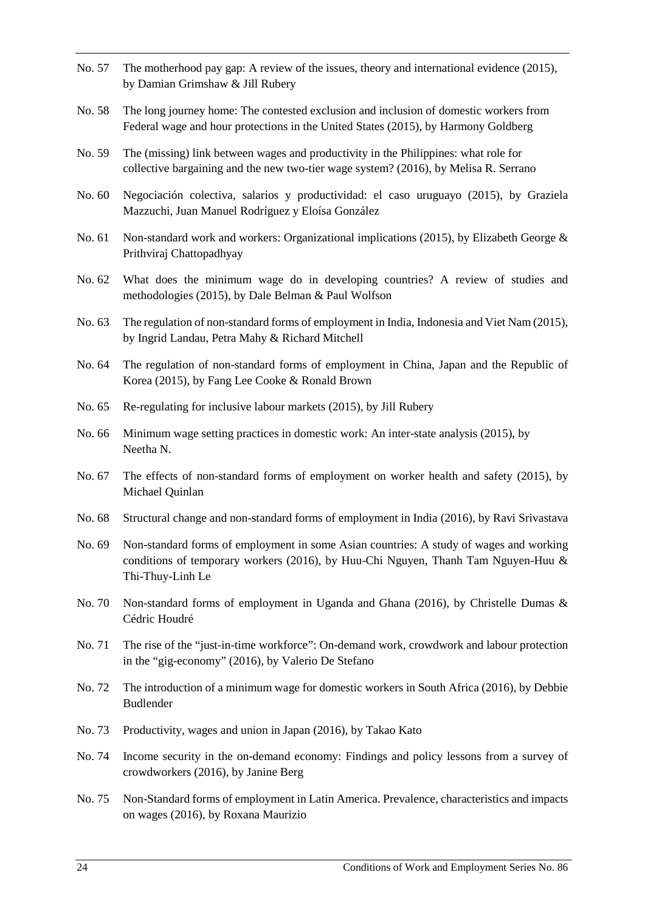No. 57 The motherhood pay gap: A review of the issues, theory and international evidence (2015), by Damian Grimshaw & Jill Rubery

No. 58 The long journey home: The contested exclusion and inclusion of domestic workers from Federal wage and hour protections in the United States (2015), by Harmony Goldberg

No. 59 The (missing) link between wages and productivity in the Philippines: what role for collective bargaining and the new two-tier wage system? (2016), by Melisa R. Serrano

No. 60 Negociación colectiva, salarios y productividad: el caso uruguayo (2015), by Graziela Mazzuchi, Juan Manuel Rodríguez y Eloísa González

No. 61 Non-standard work and workers: Organizational implications (2015), by Elizabeth George & Prithviraj Chattopadhyay

No. 62 What does the minimum wage do in developing countries? A review of studies and methodologies (2015), by Dale Belman & Paul Wolfson

No. 63 The regulation of non-standard forms of employment in India, Indonesia and Viet Nam (2015), by Ingrid Landau, Petra Mahy & Richard Mitchell

No. 64 The regulation of non-standard forms of employment in China, Japan and the Republic of Korea (2015), by Fang Lee Cooke & Ronald Brown

No. 65 Re-regulating for inclusive labour markets (2015), by Jill Rubery

No. 66 Minimum wage setting practices in domestic work: An inter-state analysis (2015), by Neetha N.

No. 67 The effects of non-standard forms of employment on worker health and safety (2015), by Michael Quinlan

No. 68 Structural change and non-standard forms of employment in India (2016), by Ravi Srivastava

No. 69 Non-standard forms of employment in some Asian countries: A study of wages and working conditions of temporary workers (2016), by Huu-Chi Nguyen, Thanh Tam Nguyen-Huu & Thi-Thuy-Linh Le

No. 70 Non-standard forms of employment in Uganda and Ghana (2016), by Christelle Dumas & Cédric Houdré

No. 71 The rise of the "just-in-time workforce": On-demand work, crowdwork and labour protection in the "gig-economy" (2016), by Valerio De Stefano

No. 72 The introduction of a minimum wage for domestic workers in South Africa (2016), by Debbie Budlender

No. 73 Productivity, wages and union in Japan (2016), by Takao Kato

No. 74 Income security in the on-demand economy: Findings and policy lessons from a survey of crowdworkers (2016), by Janine Berg

No. 75 Non-Standard forms of employment in Latin America. Prevalence, characteristics and impacts on wages (2016), by Roxana Maurizio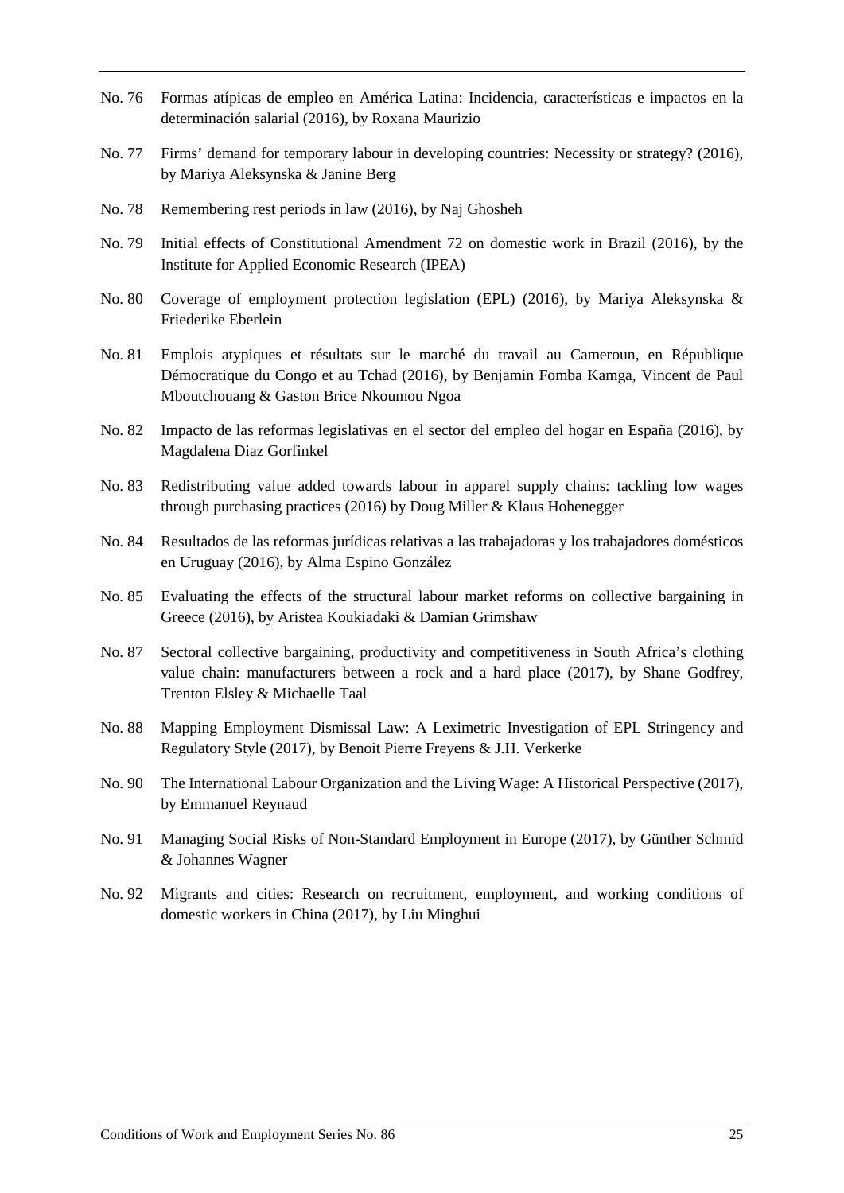No. 76 Formas atípicas de empleo en América Latina: Incidencia, características e impactos en la determinación salarial (2016), by Roxana Maurizio

No. 77 Firms' demand for temporary labour in developing countries: Necessity or strategy? (2016), by Mariya Aleksynska & Janine Berg

No. 78 Remembering rest periods in law (2016), by Naj Ghosheh

No. 79 Initial effects of Constitutional Amendment 72 on domestic work in Brazil (2016), by the Institute for Applied Economic Research (IPEA)

No. 80 Coverage of employment protection legislation (EPL) (2016), by Mariya Aleksynska & Friederike Eberlein

No. 81 Emplois atypiques et résultats sur le marché du travail au Cameroun, en République Démocratique du Congo et au Tchad (2016), by Benjamin Fomba Kamga, Vincent de Paul Mboutchouang & Gaston Brice Nkoumou Ngoa

No. 82 Impacto de las reformas legislativas en el sector del empleo del hogar en España (2016), by Magdalena Diaz Gorfinkel

No. 83 Redistributing value added towards labour in apparel supply chains: tackling low wages through purchasing practices (2016) by Doug Miller & Klaus Hohenegger

No. 84 Resultados de las reformas jurídicas relativas a las trabajadoras y los trabajadores domésticos en Uruguay (2016), by Alma Espino González

No. 85 Evaluating the effects of the structural labour market reforms on collective bargaining in Greece (2016), by Aristea Koukiadaki & Damian Grimshaw

No. 87 Sectoral collective bargaining, productivity and competitiveness in South Africa's clothing value chain: manufacturers between a rock and a hard place (2017), by Shane Godfrey, Trenton Elsley & Michaelle Taal

No. 88 Mapping Employment Dismissal Law: A Leximetric Investigation of EPL Stringency and Regulatory Style (2017), by Benoit Pierre Freyens & J.H. Verkerke

No. 90 The International Labour Organization and the Living Wage: A Historical Perspective (2017), by Emmanuel Reynaud

No. 91 Managing Social Risks of Non-Standard Employment in Europe (2017), by Günther Schmid & Johannes Wagner

No. 92 Migrants and cities: Research on recruitment, employment, and working conditions of domestic workers in China (2017), by Liu Minghui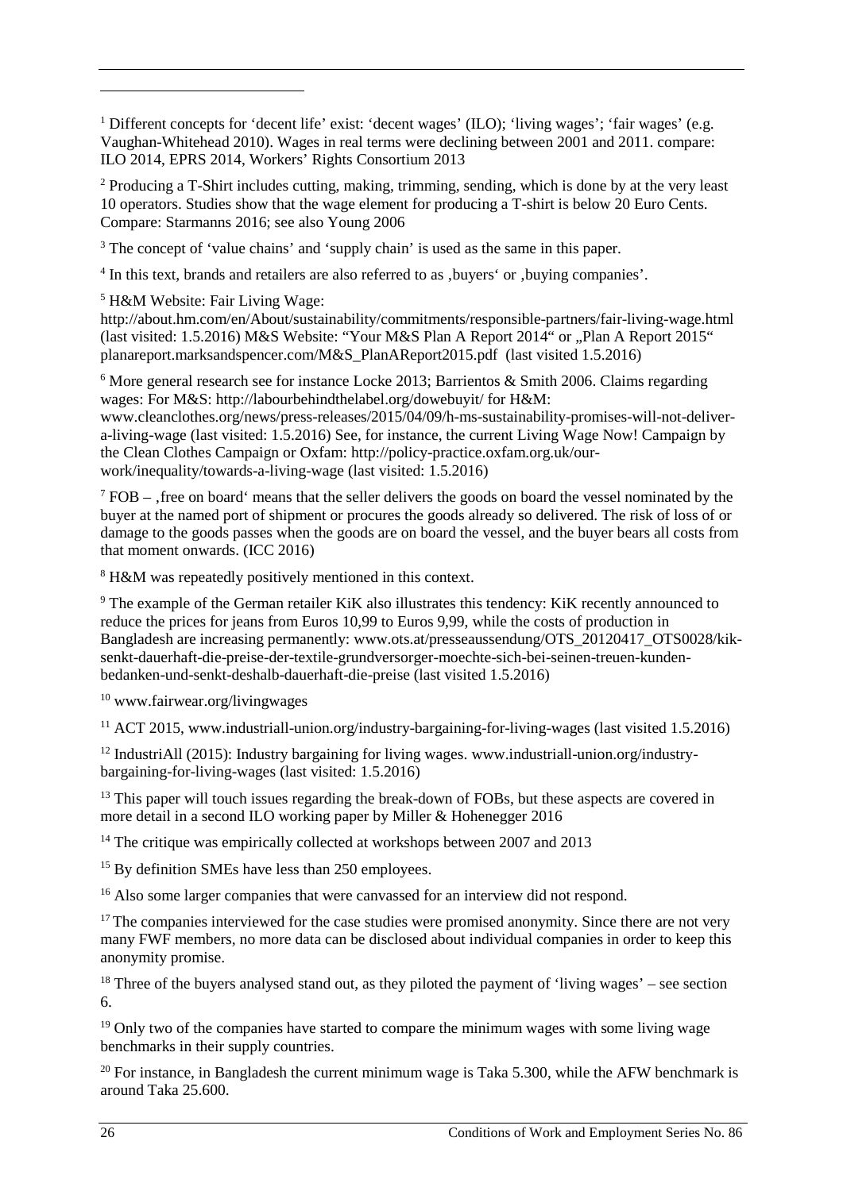[1] Different concepts for 'decent life' exist: 'decent wages' (ILO); 'living wages'; 'fair wages' (e.g. Vaughan-Whitehead 2010). Wages in real terms were declining between 2001 and 2011. compare: ILO 2014, EPRS 2014, Workers' Rights Consortium 2013

[2] Producing a T-Shirt includes cutting, making, trimming, sending, which is done by at the very least 10 operators. Studies show that the wage element for producing a T-shirt is below 20 Euro Cents. Compare: Starmanns 2016; see also Young 2006

[3] The concept of 'value chains' and 'supply chain' is used as the same in this paper.

[4] In this text, brands and retailers are also referred to as ‚buyers' or ‚buying companies'.

[5] H&M Website: Fair Living Wage: http://about.hm.com/en/About/sustainability/commitments/responsible-partners/fair-living-wage.html (last visited: 1.5.2016) M&S Website: "Your M&S Plan A Report 2014" or „Plan A Report 2015" planareport.marksandspencer.com/M&S_PlanAReport2015.pdf (last visited 1.5.2016)

[6] More general research see for instance Locke 2013; Barrientos & Smith 2006. Claims regarding wages: For M&S: http://labourbehindthelabel.org/dowebuyit/ for H&M: www.cleanclothes.org/news/press-releases/2015/04/09/h-ms-sustainability-promises-will-not-deliver-a-living-wage (last visited: 1.5.2016) See, for instance, the current Living Wage Now! Campaign by the Clean Clothes Campaign or Oxfam: http://policy-practice.oxfam.org.uk/our-work/inequality/towards-a-living-wage (last visited: 1.5.2016)

[7] FOB – ‚free on board' means that the seller delivers the goods on board the vessel nominated by the buyer at the named port of shipment or procures the goods already so delivered. The risk of loss of or damage to the goods passes when the goods are on board the vessel, and the buyer bears all costs from that moment onwards. (ICC 2016)

[8] H&M was repeatedly positively mentioned in this context.

[9] The example of the German retailer KiK also illustrates this tendency: KiK recently announced to reduce the prices for jeans from Euros 10,99 to Euros 9,99, while the costs of production in Bangladesh are increasing permanently: www.ots.at/presseaussendung/OTS_20120417_OTS0028/kik-senkt-dauerhaft-die-preise-der-textile-grundversorger-moechte-sich-bei-seinen-treuen-kunden-bedanken-und-senkt-deshalb-dauerhaft-die-preise (last visited 1.5.2016)

[10] www.fairwear.org/livingwages

[11] ACT 2015, www.industriall-union.org/industry-bargaining-for-living-wages (last visited 1.5.2016)

[12] IndustriAll (2015): Industry bargaining for living wages. www.industriall-union.org/industry-bargaining-for-living-wages (last visited: 1.5.2016)

[13] This paper will touch issues regarding the break-down of FOBs, but these aspects are covered in more detail in a second ILO working paper by Miller & Hohenegger 2016

[14] The critique was empirically collected at workshops between 2007 and 2013

[15] By definition SMEs have less than 250 employees.

[16] Also some larger companies that were canvassed for an interview did not respond.

[17] The companies interviewed for the case studies were promised anonymity. Since there are not very many FWF members, no more data can be disclosed about individual companies in order to keep this anonymity promise.

[18] Three of the buyers analysed stand out, as they piloted the payment of 'living wages' – see section 6.

[19] Only two of the companies have started to compare the minimum wages with some living wage benchmarks in their supply countries.

[20] For instance, in Bangladesh the current minimum wage is Taka 5.300, while the AFW benchmark is around Taka 25.600.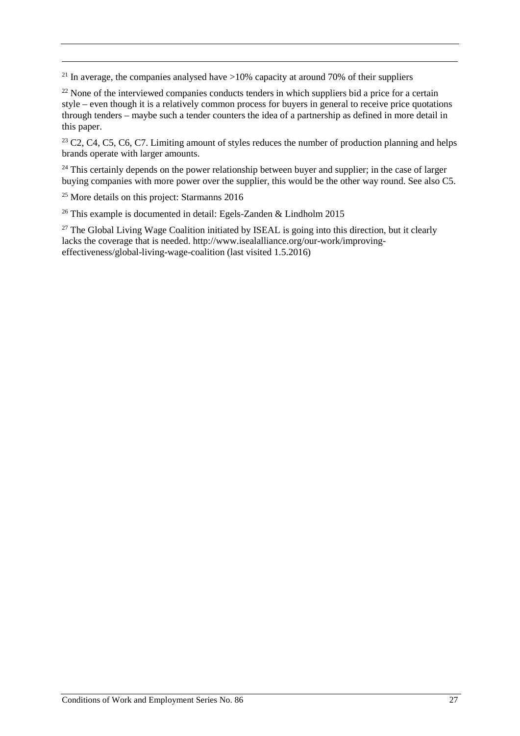[21] In average, the companies analysed have >10% capacity at around 70% of their suppliers

[22] None of the interviewed companies conducts tenders in which suppliers bid a price for a certain style – even though it is a relatively common process for buyers in general to receive price quotations through tenders – maybe such a tender counters the idea of a partnership as defined in more detail in this paper.

[23] C2, C4, C5, C6, C7. Limiting amount of styles reduces the number of production planning and helps brands operate with larger amounts.

[24] This certainly depends on the power relationship between buyer and supplier; in the case of larger buying companies with more power over the supplier, this would be the other way round. See also C5.

[25] More details on this project: Starmanns 2016

[26] This example is documented in detail: Egels-Zanden & Lindholm 2015

[27] The Global Living Wage Coalition initiated by ISEAL is going into this direction, but it clearly lacks the coverage that is needed. http://www.isealalliance.org/our-work/improving-effectiveness/global-living-wage-coalition (last visited 1.5.2016)